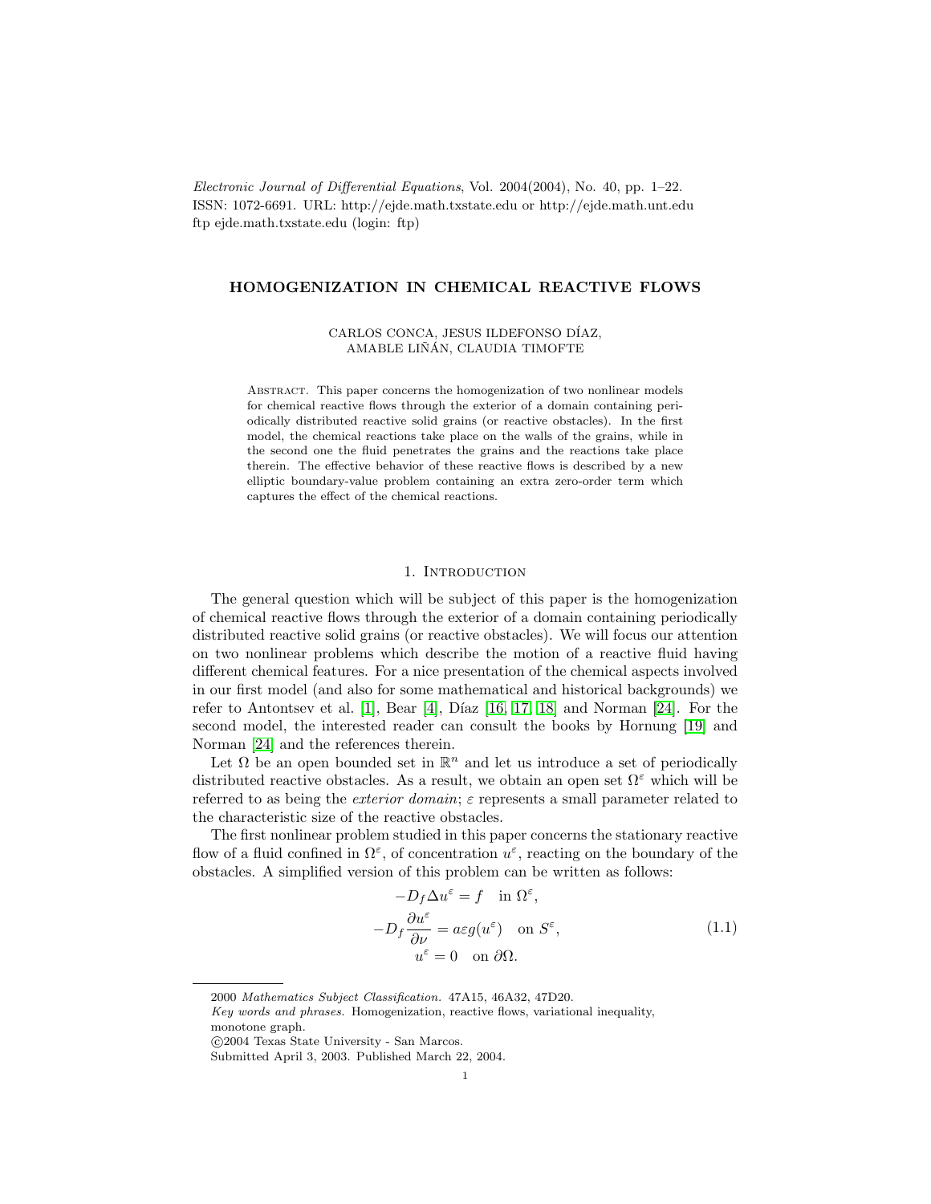*Electronic Journal of Differential Equations*, Vol. 2004(2004), No. 40, pp. 1–22.
ISSN: 1072-6691. URL: http://ejde.math.txstate.edu or http://ejde.math.unt.edu
ftp ejde.math.txstate.edu (login: ftp)

# HOMOGENIZATION IN CHEMICAL REACTIVE FLOWS

CARLOS CONCA, JESUS ILDEFONSO DÍAZ,
AMABLE LIÑÁN, CLAUDIA TIMOFTE

Abstract. This paper concerns the homogenization of two nonlinear models for chemical reactive flows through the exterior of a domain containing periodically distributed reactive solid grains (or reactive obstacles). In the first model, the chemical reactions take place on the walls of the grains, while in the second one the fluid penetrates the grains and the reactions take place therein. The effective behavior of these reactive flows is described by a new elliptic boundary-value problem containing an extra zero-order term which captures the effect of the chemical reactions.

## 1. Introduction

The general question which will be subject of this paper is the homogenization of chemical reactive flows through the exterior of a domain containing periodically distributed reactive solid grains (or reactive obstacles). We will focus our attention on two nonlinear problems which describe the motion of a reactive fluid having different chemical features. For a nice presentation of the chemical aspects involved in our first model (and also for some mathematical and historical backgrounds) we refer to Antontsev et al. [1], Bear [4], Díaz [16, 17, 18] and Norman [24]. For the second model, the interested reader can consult the books by Hornung [19] and Norman [24] and the references therein.

Let $\Omega$ be an open bounded set in $\mathbb{R}^n$ and let us introduce a set of periodically distributed reactive obstacles. As a result, we obtain an open set $\Omega^\varepsilon$ which will be referred to as being the *exterior domain*; $\varepsilon$ represents a small parameter related to the characteristic size of the reactive obstacles.

The first nonlinear problem studied in this paper concerns the stationary reactive flow of a fluid confined in $\Omega^\varepsilon$, of concentration $u^\varepsilon$, reacting on the boundary of the obstacles. A simplified version of this problem can be written as follows:

$$
\begin{gathered}
-D_f \Delta u^\varepsilon = f \quad \text{in } \Omega^\varepsilon, \\
-D_f \frac{\partial u^\varepsilon}{\partial \nu} = a\varepsilon g(u^\varepsilon) \quad \text{on } S^\varepsilon, \\
u^\varepsilon = 0 \quad \text{on } \partial\Omega.
\end{gathered}
\tag{1.1}
$$

2000 *Mathematics Subject Classification.* 47A15, 46A32, 47D20.
*Key words and phrases.* Homogenization, reactive flows, variational inequality, monotone graph.
©2004 Texas State University - San Marcos.
Submitted April 3, 2003. Published March 22, 2004.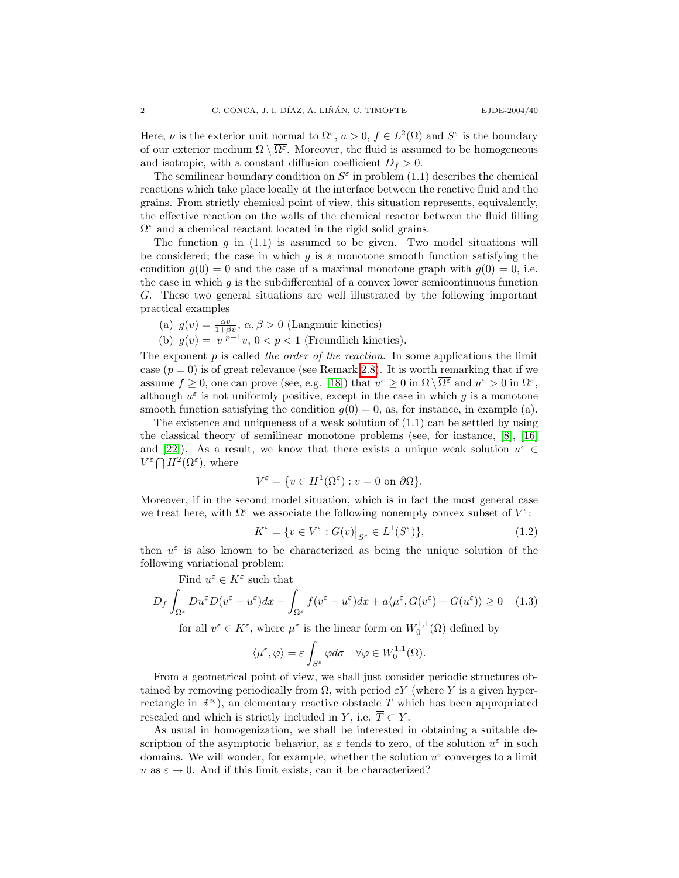Here, $\nu$ is the exterior unit normal to $\Omega^\varepsilon$, $a > 0$, $f \in L^2(\Omega)$ and $S^\varepsilon$ is the boundary of our exterior medium $\Omega \setminus \overline{\Omega^\varepsilon}$. Moreover, the fluid is assumed to be homogeneous and isotropic, with a constant diffusion coefficient $D_f > 0$.

The semilinear boundary condition on $S^\varepsilon$ in problem (1.1) describes the chemical reactions which take place locally at the interface between the reactive fluid and the grains. From strictly chemical point of view, this situation represents, equivalently, the effective reaction on the walls of the chemical reactor between the fluid filling $\Omega^\varepsilon$ and a chemical reactant located in the rigid solid grains.

The function $g$ in (1.1) is assumed to be given. Two model situations will be considered; the case in which $g$ is a monotone smooth function satisfying the condition $g(0) = 0$ and the case of a maximal monotone graph with $g(0) = 0$, i.e. the case in which $g$ is the subdifferential of a convex lower semicontinuous function $G$. These two general situations are well illustrated by the following important practical examples

(a) $g(v) = \frac{\alpha v}{1+\beta v}$, $\alpha, \beta > 0$ (Langmuir kinetics)

(b) $g(v) = |v|^{p-1}v$, $0 < p < 1$ (Freundlich kinetics).

The exponent $p$ is called *the order of the reaction*. In some applications the limit case ($p = 0$) is of great relevance (see Remark 2.8). It is worth remarking that if we assume $f \geq 0$, one can prove (see, e.g. [18]) that $u^\varepsilon \geq 0$ in $\Omega \setminus \overline{\Omega^\varepsilon}$ and $u^\varepsilon > 0$ in $\Omega^\varepsilon$, although $u^\varepsilon$ is not uniformly positive, except in the case in which $g$ is a monotone smooth function satisfying the condition $g(0) = 0$, as, for instance, in example (a).

The existence and uniqueness of a weak solution of (1.1) can be settled by using the classical theory of semilinear monotone problems (see, for instance, [8], [16] and [22]). As a result, we know that there exists a unique weak solution $u^\varepsilon \in V^\varepsilon \bigcap H^2(\Omega^\varepsilon)$, where

$$V^\varepsilon = \{v \in H^1(\Omega^\varepsilon) : v = 0 \text{ on } \partial\Omega\}.$$

Moreover, if in the second model situation, which is in fact the most general case we treat here, with $\Omega^\varepsilon$ we associate the following nonempty convex subset of $V^\varepsilon$:

$$K^\varepsilon = \{v \in V^\varepsilon : G(v)\big|_{S^\varepsilon} \in L^1(S^\varepsilon)\}, \tag{1.2}$$

then $u^\varepsilon$ is also known to be characterized as being the unique solution of the following variational problem:

Find $u^\varepsilon \in K^\varepsilon$ such that

$$D_f \int_{\Omega^\varepsilon} Du^\varepsilon D(v^\varepsilon - u^\varepsilon)dx - \int_{\Omega^\varepsilon} f(v^\varepsilon - u^\varepsilon)dx + a\langle \mu^\varepsilon, G(v^\varepsilon) - G(u^\varepsilon)\rangle \geq 0 \tag{1.3}$$

for all $v^\varepsilon \in K^\varepsilon$, where $\mu^\varepsilon$ is the linear form on $W_0^{1,1}(\Omega)$ defined by

$$\langle \mu^\varepsilon, \varphi\rangle = \varepsilon \int_{S^\varepsilon} \varphi d\sigma \quad \forall \varphi \in W_0^{1,1}(\Omega).$$

From a geometrical point of view, we shall just consider periodic structures obtained by removing periodically from $\Omega$, with period $\varepsilon Y$ (where $Y$ is a given hyperrectangle in $\mathbb{R}^n$), an elementary reactive obstacle $T$ which has been appropriated rescaled and which is strictly included in $Y$, i.e. $\overline{T} \subset Y$.

As usual in homogenization, we shall be interested in obtaining a suitable description of the asymptotic behavior, as $\varepsilon$ tends to zero, of the solution $u^\varepsilon$ in such domains. We will wonder, for example, whether the solution $u^\varepsilon$ converges to a limit $u$ as $\varepsilon \to 0$. And if this limit exists, can it be characterized?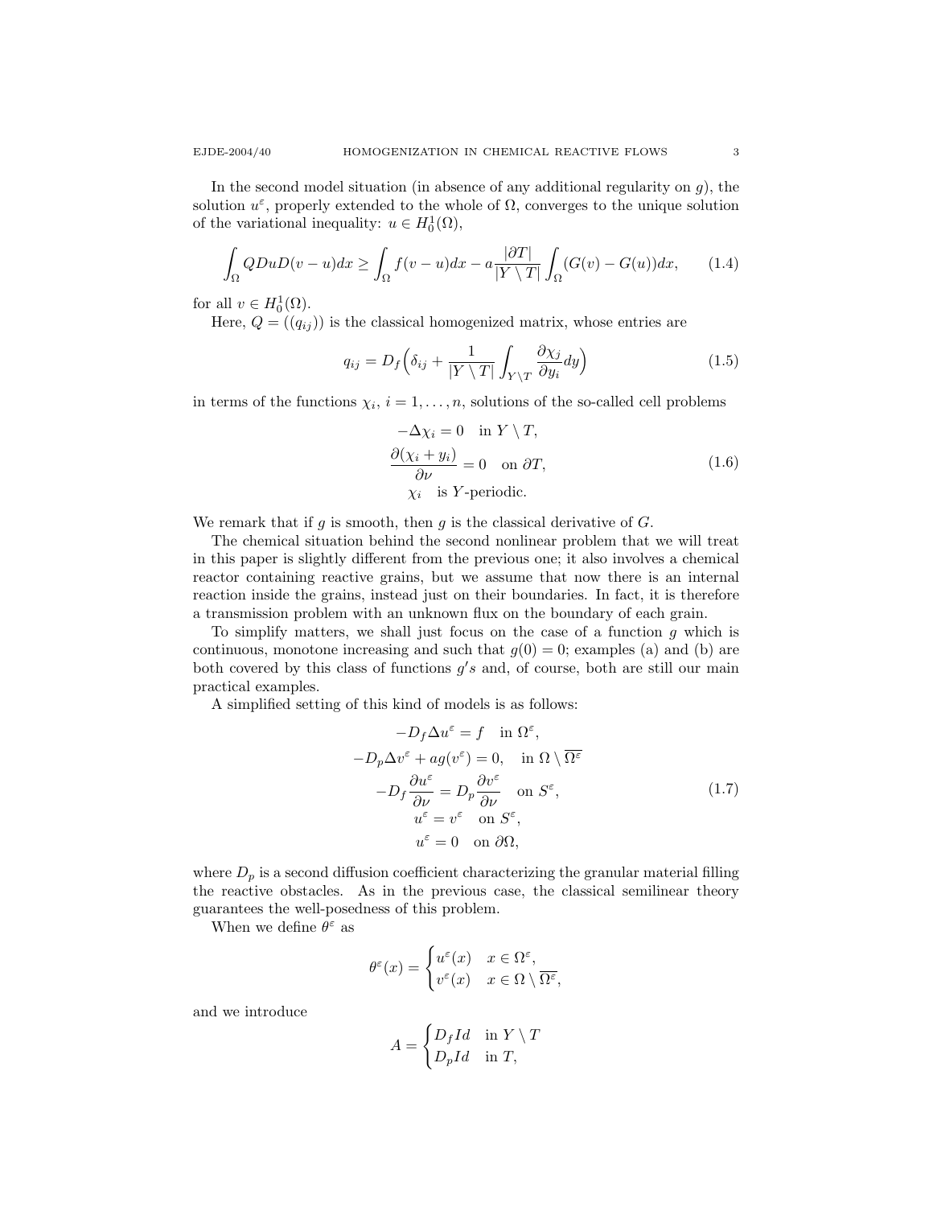In the second model situation (in absence of any additional regularity on $g$), the solution $u^\varepsilon$, properly extended to the whole of $\Omega$, converges to the unique solution of the variational inequality: $u \in H_0^1(\Omega)$,

$$\int_\Omega QDuD(v-u)dx \geq \int_\Omega f(v-u)dx - a\frac{|\partial T|}{|Y \setminus T|}\int_\Omega (G(v)-G(u))dx, \qquad (1.4)$$

for all $v \in H_0^1(\Omega)$.

Here, $Q = ((q_{ij}))$ is the classical homogenized matrix, whose entries are

$$q_{ij} = D_f\Big(\delta_{ij} + \frac{1}{|Y \setminus T|}\int_{Y\setminus T} \frac{\partial \chi_j}{\partial y_i}dy\Big) \qquad (1.5)$$

in terms of the functions $\chi_i$, $i = 1, \dots, n$, solutions of the so-called cell problems

$$\begin{gathered} -\Delta \chi_i = 0 \quad \text{in } Y \setminus T, \\ \frac{\partial(\chi_i + y_i)}{\partial \nu} = 0 \quad \text{on } \partial T, \\ \chi_i \quad \text{is } Y\text{-periodic.} \end{gathered} \qquad (1.6)$$

We remark that if $g$ is smooth, then $g$ is the classical derivative of $G$.

The chemical situation behind the second nonlinear problem that we will treat in this paper is slightly different from the previous one; it also involves a chemical reactor containing reactive grains, but we assume that now there is an internal reaction inside the grains, instead just on their boundaries. In fact, it is therefore a transmission problem with an unknown flux on the boundary of each grain.

To simplify matters, we shall just focus on the case of a function $g$ which is continuous, monotone increasing and such that $g(0) = 0$; examples (a) and (b) are both covered by this class of functions $g's$ and, of course, both are still our main practical examples.

A simplified setting of this kind of models is as follows:

$$\begin{gathered} -D_f\Delta u^\varepsilon = f \quad \text{in } \Omega^\varepsilon, \\ -D_p\Delta v^\varepsilon + ag(v^\varepsilon) = 0, \quad \text{in } \Omega \setminus \overline{\Omega^\varepsilon} \\ -D_f\frac{\partial u^\varepsilon}{\partial \nu} = D_p\frac{\partial v^\varepsilon}{\partial \nu} \quad \text{on } S^\varepsilon, \\ u^\varepsilon = v^\varepsilon \quad \text{on } S^\varepsilon, \\ u^\varepsilon = 0 \quad \text{on } \partial\Omega, \end{gathered} \qquad (1.7)$$

where $D_p$ is a second diffusion coefficient characterizing the granular material filling the reactive obstacles. As in the previous case, the classical semilinear theory guarantees the well-posedness of this problem.

When we define $\theta^\varepsilon$ as

$$\theta^\varepsilon(x) = \begin{cases} u^\varepsilon(x) & x \in \Omega^\varepsilon, \\ v^\varepsilon(x) & x \in \Omega \setminus \overline{\Omega^\varepsilon}, \end{cases}$$

and we introduce

$$A = \begin{cases} D_f Id & \text{in } Y \setminus T \\ D_p Id & \text{in } T, \end{cases}$$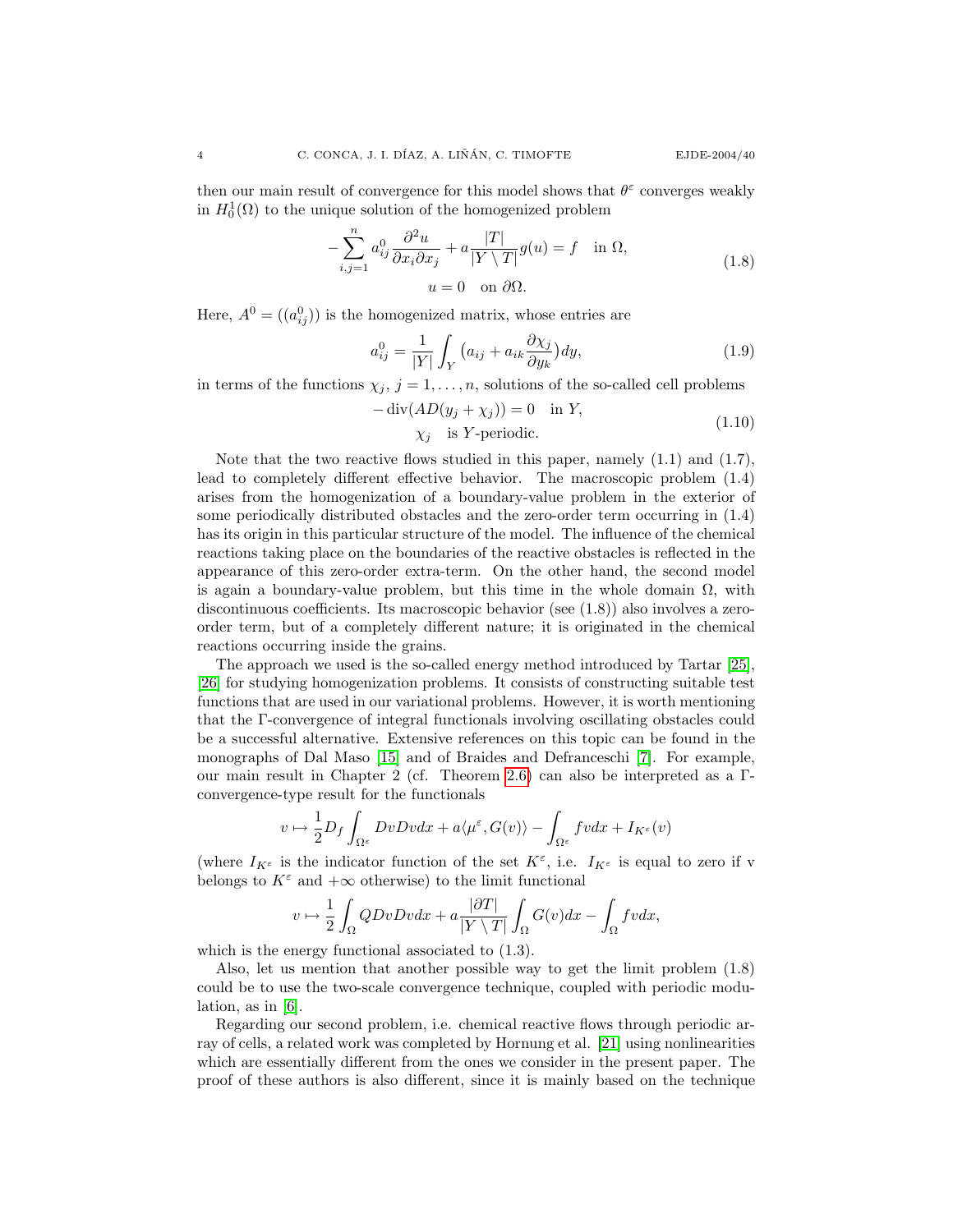then our main result of convergence for this model shows that $\theta^\varepsilon$ converges weakly in $H_0^1(\Omega)$ to the unique solution of the homogenized problem

$$
\begin{gathered}
-\sum_{i,j=1}^{n} a_{ij}^0 \frac{\partial^2 u}{\partial x_i \partial x_j} + a\frac{|T|}{|Y \setminus T|} g(u) = f \quad \text{in } \Omega, \\
u = 0 \quad \text{on } \partial\Omega.
\end{gathered}
\tag{1.8}
$$

Here, $A^0 = ((a_{ij}^0))$ is the homogenized matrix, whose entries are

$$
a_{ij}^0 = \frac{1}{|Y|}\int_Y \big(a_{ij} + a_{ik}\frac{\partial \chi_j}{\partial y_k}\big)dy, \tag{1.9}
$$

in terms of the functions $\chi_j$, $j = 1, \dots, n$, solutions of the so-called cell problems

$$
\begin{gathered}
-\operatorname{div}(AD(y_j + \chi_j)) = 0 \quad \text{in } Y, \\
\chi_j \quad \text{is } Y\text{-periodic}.
\end{gathered}
\tag{1.10}
$$

Note that the two reactive flows studied in this paper, namely (1.1) and (1.7), lead to completely different effective behavior. The macroscopic problem (1.4) arises from the homogenization of a boundary-value problem in the exterior of some periodically distributed obstacles and the zero-order term occurring in (1.4) has its origin in this particular structure of the model. The influence of the chemical reactions taking place on the boundaries of the reactive obstacles is reflected in the appearance of this zero-order extra-term. On the other hand, the second model is again a boundary-value problem, but this time in the whole domain $\Omega$, with discontinuous coefficients. Its macroscopic behavior (see (1.8)) also involves a zero-order term, but of a completely different nature; it is originated in the chemical reactions occurring inside the grains.

The approach we used is the so-called energy method introduced by Tartar [25], [26] for studying homogenization problems. It consists of constructing suitable test functions that are used in our variational problems. However, it is worth mentioning that the $\Gamma$-convergence of integral functionals involving oscillating obstacles could be a successful alternative. Extensive references on this topic can be found in the monographs of Dal Maso [15] and of Braides and Defranceschi [7]. For example, our main result in Chapter 2 (cf. Theorem 2.6) can also be interpreted as a $\Gamma$-convergence-type result for the functionals

$$
v \mapsto \frac{1}{2}D_f \int_{\Omega^\varepsilon} DvDvdx + a\langle \mu^\varepsilon, G(v)\rangle - \int_{\Omega^\varepsilon} fvdx + I_{K^\varepsilon}(v)
$$

(where $I_{K^\varepsilon}$ is the indicator function of the set $K^\varepsilon$, i.e. $I_{K^\varepsilon}$ is equal to zero if v belongs to $K^\varepsilon$ and $+\infty$ otherwise) to the limit functional

$$
v \mapsto \frac{1}{2}\int_\Omega QDvDvdx + a\frac{|\partial T|}{|Y \setminus T|}\int_\Omega G(v)dx - \int_\Omega fvdx,
$$

which is the energy functional associated to (1.3).

Also, let us mention that another possible way to get the limit problem (1.8) could be to use the two-scale convergence technique, coupled with periodic modulation, as in [6].

Regarding our second problem, i.e. chemical reactive flows through periodic array of cells, a related work was completed by Hornung et al. [21] using nonlinearities which are essentially different from the ones we consider in the present paper. The proof of these authors is also different, since it is mainly based on the technique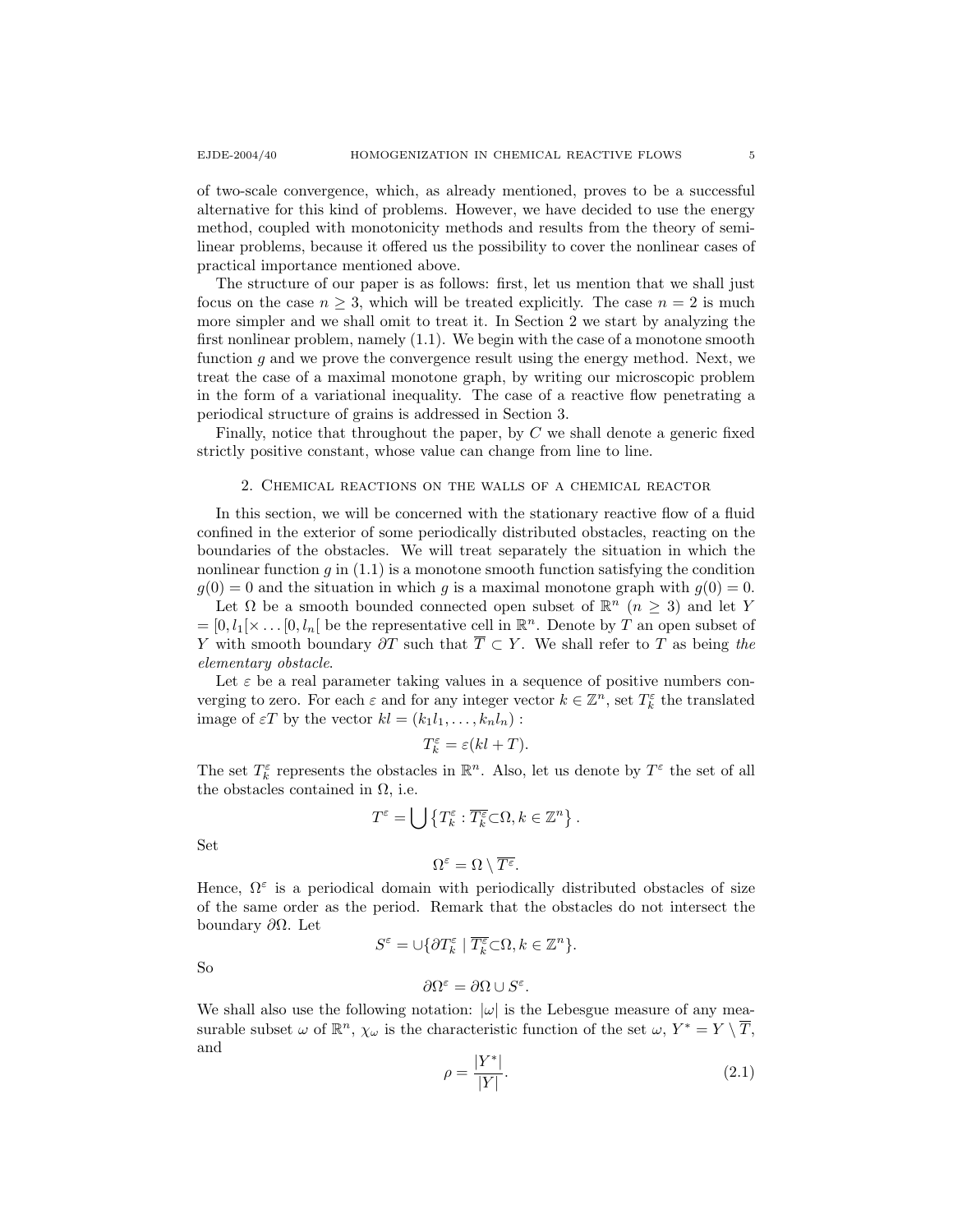of two-scale convergence, which, as already mentioned, proves to be a successful alternative for this kind of problems. However, we have decided to use the energy method, coupled with monotonicity methods and results from the theory of semi-linear problems, because it offered us the possibility to cover the nonlinear cases of practical importance mentioned above.

The structure of our paper is as follows: first, let us mention that we shall just focus on the case $n \geq 3$, which will be treated explicitly. The case $n = 2$ is much more simpler and we shall omit to treat it. In Section 2 we start by analyzing the first nonlinear problem, namely (1.1). We begin with the case of a monotone smooth function $g$ and we prove the convergence result using the energy method. Next, we treat the case of a maximal monotone graph, by writing our microscopic problem in the form of a variational inequality. The case of a reactive flow penetrating a periodical structure of grains is addressed in Section 3.

Finally, notice that throughout the paper, by $C$ we shall denote a generic fixed strictly positive constant, whose value can change from line to line.

## 2. Chemical reactions on the walls of a chemical reactor

In this section, we will be concerned with the stationary reactive flow of a fluid confined in the exterior of some periodically distributed obstacles, reacting on the boundaries of the obstacles. We will treat separately the situation in which the nonlinear function $g$ in (1.1) is a monotone smooth function satisfying the condition $g(0) = 0$ and the situation in which $g$ is a maximal monotone graph with $g(0) = 0$.

Let $\Omega$ be a smooth bounded connected open subset of $\mathbb{R}^n$ ($n \geq 3$) and let $Y = [0, l_1[\times \dots [0, l_n[$ be the representative cell in $\mathbb{R}^n$. Denote by $T$ an open subset of $Y$ with smooth boundary $\partial T$ such that $\overline{T} \subset Y$. We shall refer to $T$ as being *the elementary obstacle*.

Let $\varepsilon$ be a real parameter taking values in a sequence of positive numbers converging to zero. For each $\varepsilon$ and for any integer vector $k \in \mathbb{Z}^n$, set $T_k^\varepsilon$ the translated image of $\varepsilon T$ by the vector $kl = (k_1 l_1, \dots, k_n l_n)$ :

$$T_k^\varepsilon = \varepsilon(kl + T).$$

The set $T_k^\varepsilon$ represents the obstacles in $\mathbb{R}^n$. Also, let us denote by $T^\varepsilon$ the set of all the obstacles contained in $\Omega$, i.e.

$$T^\varepsilon = \bigcup \left\{ T_k^\varepsilon : \overline{T_k^\varepsilon} \subset \Omega, k \in \mathbb{Z}^n \right\}.$$

Set

$$\Omega^\varepsilon = \Omega \setminus \overline{T^\varepsilon}.$$

Hence, $\Omega^\varepsilon$ is a periodical domain with periodically distributed obstacles of size of the same order as the period. Remark that the obstacles do not intersect the boundary $\partial\Omega$. Let

$$S^\varepsilon = \cup \{ \partial T_k^\varepsilon \mid \overline{T_k^\varepsilon} \subset \Omega, k \in \mathbb{Z}^n \}.$$

So

$$\partial\Omega^\varepsilon = \partial\Omega \cup S^\varepsilon.$$

We shall also use the following notation: $|\omega|$ is the Lebesgue measure of any measurable subset $\omega$ of $\mathbb{R}^n$, $\chi_\omega$ is the characteristic function of the set $\omega$, $Y^* = Y \setminus \overline{T}$, and

$$\rho = \frac{|Y^*|}{|Y|}. \tag{2.1}$$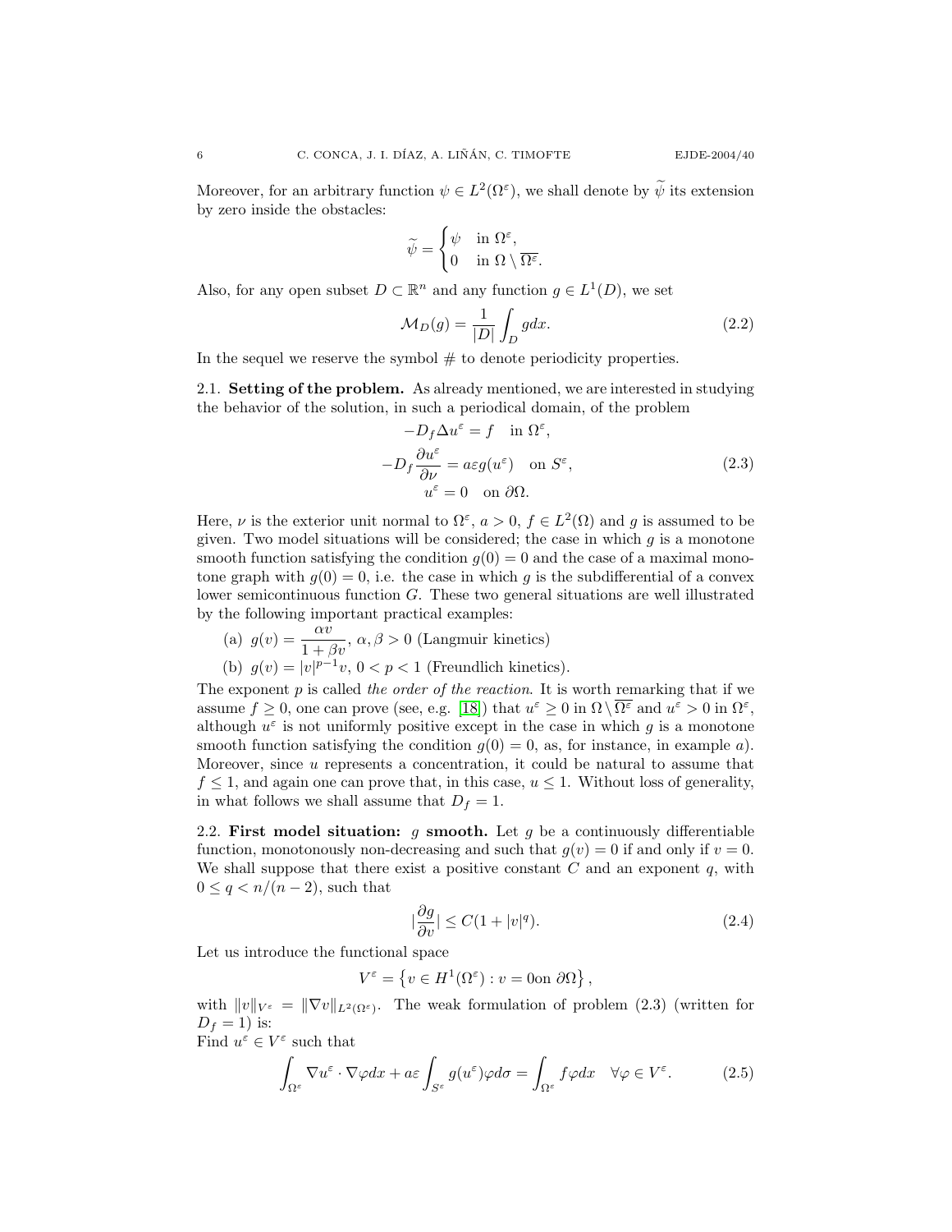Moreover, for an arbitrary function $\psi \in L^2(\Omega^\varepsilon)$, we shall denote by $\widetilde{\psi}$ its extension by zero inside the obstacles:

$$\widetilde{\psi} = \begin{cases} \psi & \text{in } \Omega^\varepsilon, \\ 0 & \text{in } \Omega \setminus \overline{\Omega^\varepsilon}. \end{cases}$$

Also, for any open subset $D \subset \mathbb{R}^n$ and any function $g \in L^1(D)$, we set

$$\mathcal{M}_D(g) = \frac{1}{|D|} \int_D g dx. \tag{2.2}$$

In the sequel we reserve the symbol # to denote periodicity properties.

### 2.1. Setting of the problem.

As already mentioned, we are interested in studying the behavior of the solution, in such a periodical domain, of the problem

$$\begin{gathered} -D_f \Delta u^\varepsilon = f \quad \text{in } \Omega^\varepsilon, \\ -D_f \frac{\partial u^\varepsilon}{\partial \nu} = a\varepsilon g(u^\varepsilon) \quad \text{on } S^\varepsilon, \\ u^\varepsilon = 0 \quad \text{on } \partial\Omega. \end{gathered} \tag{2.3}$$

Here, $\nu$ is the exterior unit normal to $\Omega^\varepsilon$, $a > 0$, $f \in L^2(\Omega)$ and $g$ is assumed to be given. Two model situations will be considered; the case in which $g$ is a monotone smooth function satisfying the condition $g(0) = 0$ and the case of a maximal monotone graph with $g(0) = 0$, i.e. the case in which $g$ is the subdifferential of a convex lower semicontinuous function $G$. These two general situations are well illustrated by the following important practical examples:

(a) $g(v) = \dfrac{\alpha v}{1 + \beta v}$, $\alpha, \beta > 0$ (Langmuir kinetics)

(b) $g(v) = |v|^{p-1} v$, $0 < p < 1$ (Freundlich kinetics).

The exponent $p$ is called *the order of the reaction*. It is worth remarking that if we assume $f \geq 0$, one can prove (see, e.g. [18]) that $u^\varepsilon \geq 0$ in $\Omega \setminus \overline{\Omega^\varepsilon}$ and $u^\varepsilon > 0$ in $\Omega^\varepsilon$, although $u^\varepsilon$ is not uniformly positive except in the case in which $g$ is a monotone smooth function satisfying the condition $g(0) = 0$, as, for instance, in example $a$). Moreover, since $u$ represents a concentration, it could be natural to assume that $f \leq 1$, and again one can prove that, in this case, $u \leq 1$. Without loss of generality, in what follows we shall assume that $D_f = 1$.

### 2.2. First model situation: $g$ smooth.

Let $g$ be a continuously differentiable function, monotonously non-decreasing and such that $g(v) = 0$ if and only if $v = 0$. We shall suppose that there exist a positive constant $C$ and an exponent $q$, with $0 \leq q < n/(n-2)$, such that

$$\left|\frac{\partial g}{\partial v}\right| \leq C(1 + |v|^q). \tag{2.4}$$

Let us introduce the functional space

$$V^\varepsilon = \left\{ v \in H^1(\Omega^\varepsilon) : v = 0 \text{on } \partial\Omega \right\},$$

with $\|v\|_{V^\varepsilon} = \|\nabla v\|_{L^2(\Omega^\varepsilon)}$. The weak formulation of problem (2.3) (written for $D_f = 1$) is:

Find $u^\varepsilon \in V^\varepsilon$ such that

$$\int_{\Omega^\varepsilon} \nabla u^\varepsilon \cdot \nabla \varphi dx + a\varepsilon \int_{S^\varepsilon} g(u^\varepsilon) \varphi d\sigma = \int_{\Omega^\varepsilon} f \varphi dx \quad \forall \varphi \in V^\varepsilon. \tag{2.5}$$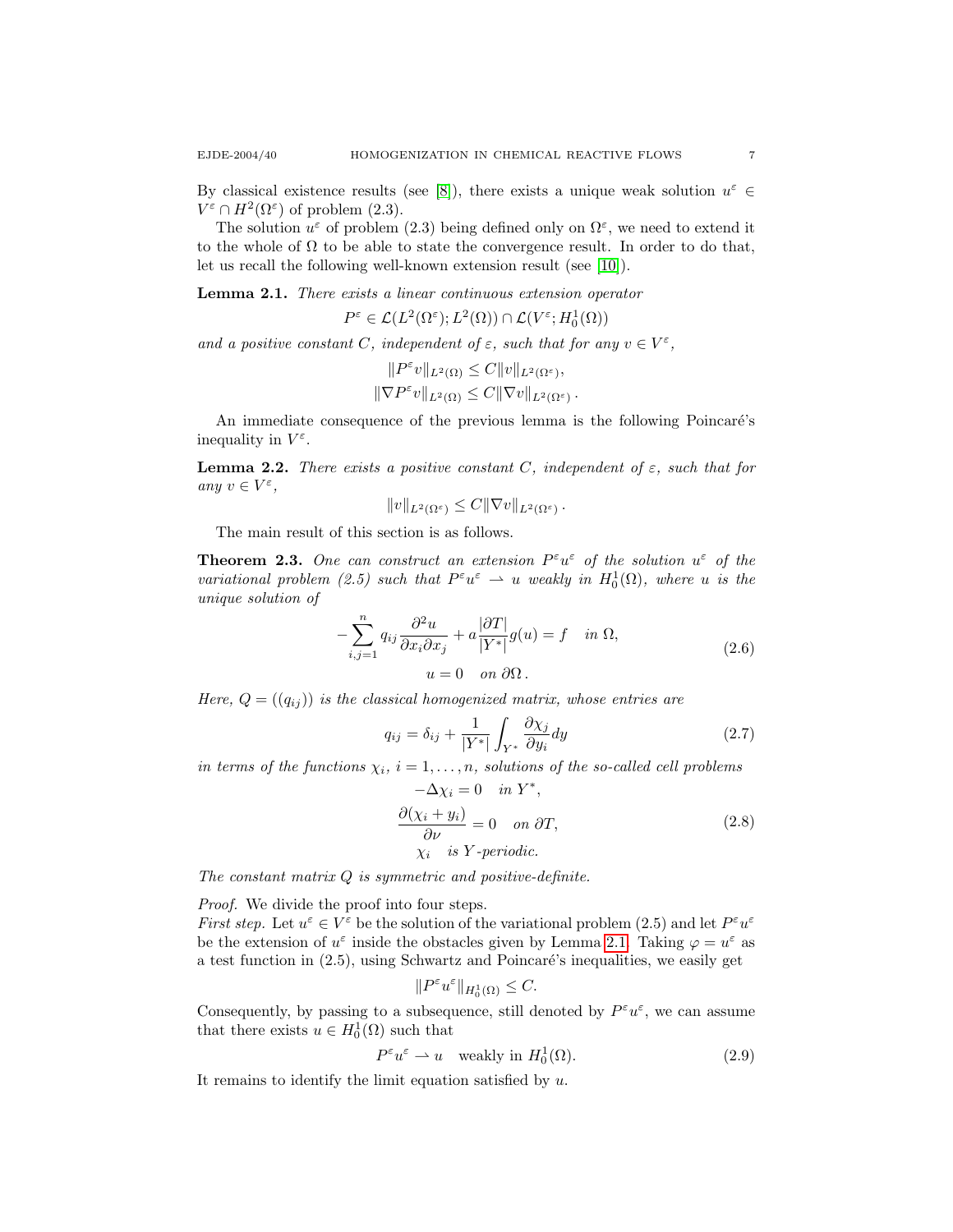By classical existence results (see [8]), there exists a unique weak solution $u^\varepsilon \in V^\varepsilon \cap H^2(\Omega^\varepsilon)$ of problem (2.3).

The solution $u^\varepsilon$ of problem (2.3) being defined only on $\Omega^\varepsilon$, we need to extend it to the whole of $\Omega$ to be able to state the convergence result. In order to do that, let us recall the following well-known extension result (see [10]).

**Lemma 2.1.** *There exists a linear continuous extension operator*

$$P^\varepsilon \in \mathcal{L}(L^2(\Omega^\varepsilon); L^2(\Omega)) \cap \mathcal{L}(V^\varepsilon; H^1_0(\Omega))$$

*and a positive constant $C$, independent of $\varepsilon$, such that for any $v \in V^\varepsilon$,*

$$\|P^\varepsilon v\|_{L^2(\Omega)} \le C\|v\|_{L^2(\Omega^\varepsilon)},$$
$$\|\nabla P^\varepsilon v\|_{L^2(\Omega)} \le C\|\nabla v\|_{L^2(\Omega^\varepsilon)}\,.$$

An immediate consequence of the previous lemma is the following Poincaré's inequality in $V^\varepsilon$.

**Lemma 2.2.** *There exists a positive constant $C$, independent of $\varepsilon$, such that for any $v \in V^\varepsilon$,*

$$\|v\|_{L^2(\Omega^\varepsilon)} \le C\|\nabla v\|_{L^2(\Omega^\varepsilon)}\,.$$

The main result of this section is as follows.

**Theorem 2.3.** *One can construct an extension $P^\varepsilon u^\varepsilon$ of the solution $u^\varepsilon$ of the variational problem (2.5) such that $P^\varepsilon u^\varepsilon \rightharpoonup u$ weakly in $H^1_0(\Omega)$, where $u$ is the unique solution of*

$$\begin{gathered} -\sum_{i,j=1}^{n} q_{ij}\frac{\partial^2 u}{\partial x_i \partial x_j} + a\frac{|\partial T|}{|Y^*|}g(u) = f \quad \text{in } \Omega, \\ u = 0 \quad \text{on } \partial\Omega\,. \end{gathered} \tag{2.6}$$

*Here, $Q = ((q_{ij}))$ is the classical homogenized matrix, whose entries are*

$$q_{ij} = \delta_{ij} + \frac{1}{|Y^*|}\int_{Y^*}\frac{\partial \chi_j}{\partial y_i}dy \tag{2.7}$$

*in terms of the functions $\chi_i$, $i = 1, \dots, n$, solutions of the so-called cell problems*

$$\begin{gathered} -\Delta\chi_i = 0 \quad \text{in } Y^*, \\ \frac{\partial(\chi_i + y_i)}{\partial \nu} = 0 \quad \text{on } \partial T, \\ \chi_i \quad \text{is } Y\text{-periodic}. \end{gathered} \tag{2.8}$$

*The constant matrix $Q$ is symmetric and positive-definite.*

*Proof.* We divide the proof into four steps.
*First step.* Let $u^\varepsilon \in V^\varepsilon$ be the solution of the variational problem (2.5) and let $P^\varepsilon u^\varepsilon$ be the extension of $u^\varepsilon$ inside the obstacles given by Lemma 2.1. Taking $\varphi = u^\varepsilon$ as a test function in (2.5), using Schwartz and Poincaré's inequalities, we easily get

$$\|P^\varepsilon u^\varepsilon\|_{H^1_0(\Omega)} \le C.$$

Consequently, by passing to a subsequence, still denoted by $P^\varepsilon u^\varepsilon$, we can assume that there exists $u \in H^1_0(\Omega)$ such that

$$P^\varepsilon u^\varepsilon \rightharpoonup u \quad \text{weakly in } H^1_0(\Omega). \tag{2.9}$$

It remains to identify the limit equation satisfied by $u$.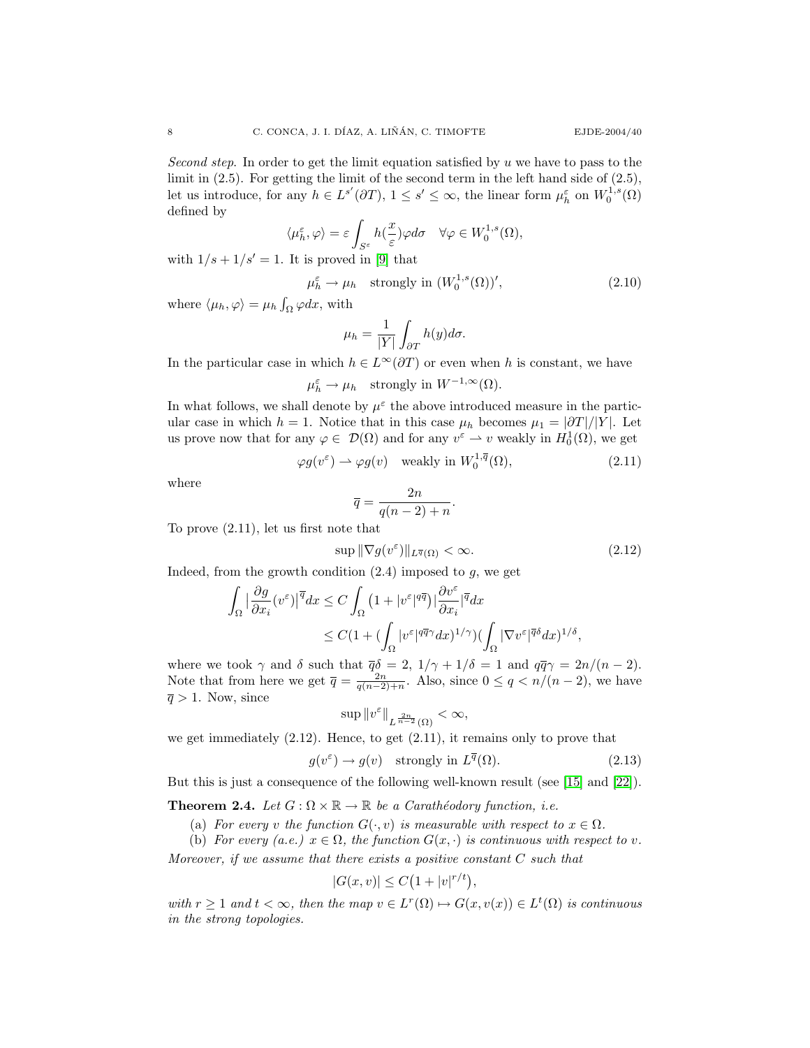*Second step.* In order to get the limit equation satisfied by $u$ we have to pass to the limit in (2.5). For getting the limit of the second term in the left hand side of (2.5), let us introduce, for any $h \in L^{s'}(\partial T)$, $1 \leq s' \leq \infty$, the linear form $\mu_h^\varepsilon$ on $W_0^{1,s}(\Omega)$ defined by

$$\langle \mu_h^\varepsilon, \varphi \rangle = \varepsilon \int_{S^\varepsilon} h(\frac{x}{\varepsilon}) \varphi d\sigma \quad \forall \varphi \in W_0^{1,s}(\Omega),$$

with $1/s + 1/s' = 1$. It is proved in [9] that

$$\mu_h^\varepsilon \to \mu_h \quad \text{strongly in } (W_0^{1,s}(\Omega))', \tag{2.10}$$

where $\langle \mu_h, \varphi \rangle = \mu_h \int_\Omega \varphi dx$, with

$$\mu_h = \frac{1}{|Y|} \int_{\partial T} h(y) d\sigma.$$

In the particular case in which $h \in L^\infty(\partial T)$ or even when $h$ is constant, we have

$$\mu_h^\varepsilon \to \mu_h \quad \text{strongly in } W^{-1,\infty}(\Omega).$$

In what follows, we shall denote by $\mu^\varepsilon$ the above introduced measure in the particular case in which $h = 1$. Notice that in this case $\mu_h$ becomes $\mu_1 = |\partial T|/|Y|$. Let us prove now that for any $\varphi \in \mathcal{D}(\Omega)$ and for any $v^\varepsilon \rightharpoonup v$ weakly in $H_0^1(\Omega)$, we get

$$\varphi g(v^\varepsilon) \rightharpoonup \varphi g(v) \quad \text{weakly in } W_0^{1,\overline{q}}(\Omega), \tag{2.11}$$

where

$$\overline{q} = \frac{2n}{q(n-2)+n}.$$

To prove (2.11), let us first note that

$$\sup \|\nabla g(v^\varepsilon)\|_{L^{\overline{q}}(\Omega)} < \infty. \tag{2.12}$$

Indeed, from the growth condition (2.4) imposed to $g$, we get

$$\begin{aligned}
\int_\Omega \big|\frac{\partial g}{\partial x_i}(v^\varepsilon)\big|^{\overline{q}} dx &\leq C \int_\Omega \big(1 + |v^\varepsilon|^{q\overline{q}}\big) \big|\frac{\partial v^\varepsilon}{\partial x_i}\big|^{\overline{q}} dx \\
&\leq C\big(1 + (\int_\Omega |v^\varepsilon|^{q\overline{q}\gamma} dx)^{1/\gamma}\big)\big(\int_\Omega |\nabla v^\varepsilon|^{\overline{q}\delta} dx\big)^{1/\delta},
\end{aligned}$$

where we took $\gamma$ and $\delta$ such that $\overline{q}\delta = 2$, $1/\gamma + 1/\delta = 1$ and $q\overline{q}\gamma = 2n/(n-2)$. Note that from here we get $\overline{q} = \frac{2n}{q(n-2)+n}$. Also, since $0 \leq q < n/(n-2)$, we have $\overline{q} > 1$. Now, since

$$\sup \|v^\varepsilon\|_{L^{\frac{2n}{n-2}}(\Omega)} < \infty,$$

we get immediately (2.12). Hence, to get (2.11), it remains only to prove that

$$g(v^\varepsilon) \to g(v) \quad \text{strongly in } L^{\overline{q}}(\Omega). \tag{2.13}$$

But this is just a consequence of the following well-known result (see [15] and [22]).

**Theorem 2.4.** *Let $G : \Omega \times \mathbb{R} \to \mathbb{R}$ be a Carathéodory function, i.e.*

(a) *For every $v$ the function $G(\cdot, v)$ is measurable with respect to $x \in \Omega$.*

(b) *For every (a.e.) $x \in \Omega$, the function $G(x, \cdot)$ is continuous with respect to $v$.*

*Moreover, if we assume that there exists a positive constant $C$ such that*

$$|G(x, v)| \leq C\big(1 + |v|^{r/t}\big),$$

*with $r \geq 1$ and $t < \infty$, then the map $v \in L^r(\Omega) \mapsto G(x, v(x)) \in L^t(\Omega)$ is continuous in the strong topologies.*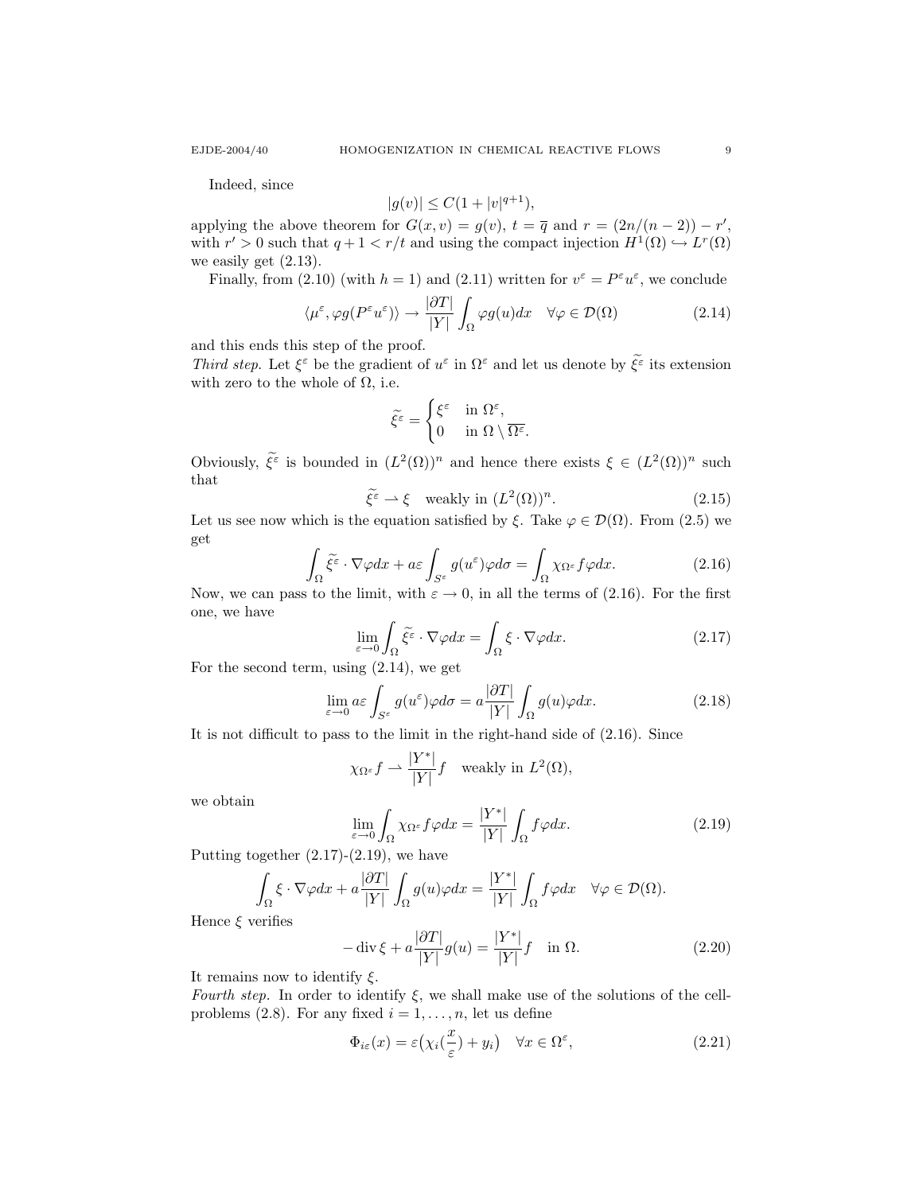Indeed, since

$$|g(v)| \leq C(1 + |v|^{q+1}),$$

applying the above theorem for $G(x, v) = g(v)$, $t = \overline{q}$ and $r = (2n/(n-2)) - r'$, with $r' > 0$ such that $q + 1 < r/t$ and using the compact injection $H^1(\Omega) \hookrightarrow L^r(\Omega)$ we easily get (2.13).

Finally, from (2.10) (with $h = 1$) and (2.11) written for $v^\varepsilon = P^\varepsilon u^\varepsilon$, we conclude

$$\langle \mu^\varepsilon, \varphi g(P^\varepsilon u^\varepsilon) \rangle \to \frac{|\partial T|}{|Y|} \int_\Omega \varphi g(u) dx \quad \forall \varphi \in \mathcal{D}(\Omega) \tag{2.14}$$

and this ends this step of the proof.

*Third step.* Let $\xi^\varepsilon$ be the gradient of $u^\varepsilon$ in $\Omega^\varepsilon$ and let us denote by $\widetilde{\xi^\varepsilon}$ its extension with zero to the whole of $\Omega$, i.e.

$$\widetilde{\xi^\varepsilon} = \begin{cases} \xi^\varepsilon & \text{in } \Omega^\varepsilon, \\ 0 & \text{in } \Omega \setminus \overline{\Omega^\varepsilon}. \end{cases}$$

Obviously, $\widetilde{\xi^\varepsilon}$ is bounded in $(L^2(\Omega))^n$ and hence there exists $\xi \in (L^2(\Omega))^n$ such that

$$\widetilde{\xi^\varepsilon} \rightharpoonup \xi \quad \text{weakly in } (L^2(\Omega))^n. \tag{2.15}$$

Let us see now which is the equation satisfied by $\xi$. Take $\varphi \in \mathcal{D}(\Omega)$. From (2.5) we get

$$\int_\Omega \widetilde{\xi^\varepsilon} \cdot \nabla \varphi dx + a\varepsilon \int_{S^\varepsilon} g(u^\varepsilon) \varphi d\sigma = \int_\Omega \chi_{\Omega^\varepsilon} f \varphi dx. \tag{2.16}$$

Now, we can pass to the limit, with $\varepsilon \to 0$, in all the terms of (2.16). For the first one, we have

$$\lim_{\varepsilon \to 0} \int_\Omega \widetilde{\xi^\varepsilon} \cdot \nabla \varphi dx = \int_\Omega \xi \cdot \nabla \varphi dx. \tag{2.17}$$

For the second term, using (2.14), we get

$$\lim_{\varepsilon \to 0} a\varepsilon \int_{S^\varepsilon} g(u^\varepsilon) \varphi d\sigma = a \frac{|\partial T|}{|Y|} \int_\Omega g(u) \varphi dx. \tag{2.18}$$

It is not difficult to pass to the limit in the right-hand side of (2.16). Since

$$\chi_{\Omega^\varepsilon} f \rightharpoonup \frac{|Y^*|}{|Y|} f \quad \text{weakly in } L^2(\Omega),$$

we obtain

$$\lim_{\varepsilon \to 0} \int_\Omega \chi_{\Omega^\varepsilon} f \varphi dx = \frac{|Y^*|}{|Y|} \int_\Omega f \varphi dx. \tag{2.19}$$

Putting together (2.17)-(2.19), we have

$$\int_\Omega \xi \cdot \nabla \varphi dx + a \frac{|\partial T|}{|Y|} \int_\Omega g(u) \varphi dx = \frac{|Y^*|}{|Y|} \int_\Omega f \varphi dx \quad \forall \varphi \in \mathcal{D}(\Omega).$$

Hence $\xi$ verifies

$$-\operatorname{div} \xi + a \frac{|\partial T|}{|Y|} g(u) = \frac{|Y^*|}{|Y|} f \quad \text{in } \Omega. \tag{2.20}$$

It remains now to identify $\xi$.

*Fourth step.* In order to identify $\xi$, we shall make use of the solutions of the cell-problems (2.8). For any fixed $i = 1, \dots, n$, let us define

$$\Phi_{i\varepsilon}(x) = \varepsilon \big( \chi_i(\frac{x}{\varepsilon}) + y_i \big) \quad \forall x \in \Omega^\varepsilon, \tag{2.21}$$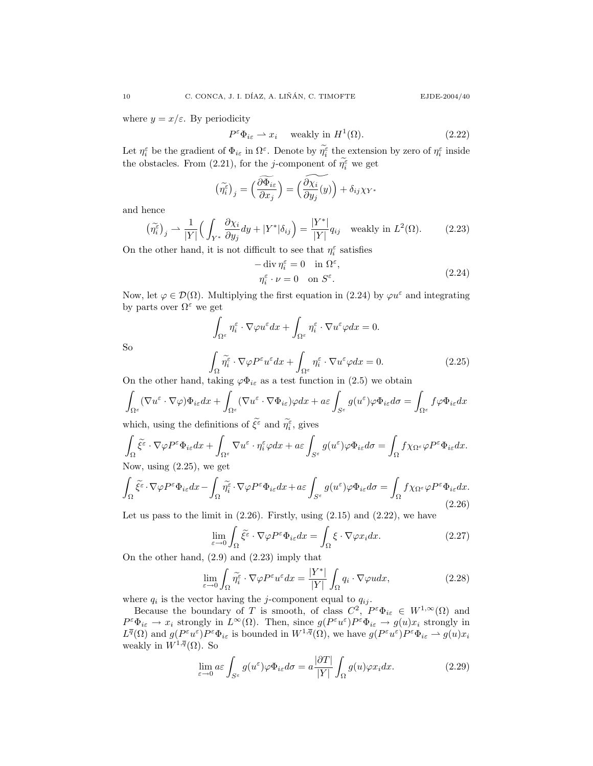where $y = x/\varepsilon$. By periodicity

$$P^\varepsilon \Phi_{i\varepsilon} \rightharpoonup x_i \quad \text{weakly in } H^1(\Omega). \tag{2.22}$$

Let $\eta_i^\varepsilon$ be the gradient of $\Phi_{i\varepsilon}$ in $\Omega^\varepsilon$. Denote by $\widetilde{\eta_i^\varepsilon}$ the extension by zero of $\eta_i^\varepsilon$ inside the obstacles. From (2.21), for the $j$-component of $\widetilde{\eta_i^\varepsilon}$ we get

$$\big(\widetilde{\eta_i^\varepsilon}\big)_j = \Big(\widetilde{\frac{\partial \Phi_{i\varepsilon}}{\partial x_j}}\Big) = \Big(\widetilde{\frac{\partial \chi_i}{\partial y_j}(y)}\Big) + \delta_{ij}\chi_{Y^*}$$

and hence

$$\big(\widetilde{\eta_i^\varepsilon}\big)_j \rightharpoonup \frac{1}{|Y|}\Big(\int_{Y^*} \frac{\partial \chi_i}{\partial y_j} dy + |Y^*|\delta_{ij}\Big) = \frac{|Y^*|}{|Y|} q_{ij} \quad \text{weakly in } L^2(\Omega). \tag{2.23}$$

On the other hand, it is not difficult to see that $\eta_i^\varepsilon$ satisfies

$$\begin{aligned} -\operatorname{div} \eta_i^\varepsilon &= 0 \quad \text{in } \Omega^\varepsilon, \\ \eta_i^\varepsilon \cdot \nu &= 0 \quad \text{on } S^\varepsilon. \end{aligned} \tag{2.24}$$

Now, let $\varphi \in \mathcal{D}(\Omega)$. Multiplying the first equation in (2.24) by $\varphi u^\varepsilon$ and integrating by parts over $\Omega^\varepsilon$ we get

$$\int_{\Omega^\varepsilon} \eta_i^\varepsilon \cdot \nabla \varphi u^\varepsilon dx + \int_{\Omega^\varepsilon} \eta_i^\varepsilon \cdot \nabla u^\varepsilon \varphi dx = 0.$$

So

$$\int_{\Omega} \widetilde{\eta_i^\varepsilon} \cdot \nabla \varphi P^\varepsilon u^\varepsilon dx + \int_{\Omega^\varepsilon} \eta_i^\varepsilon \cdot \nabla u^\varepsilon \varphi dx = 0. \tag{2.25}$$

On the other hand, taking $\varphi \Phi_{i\varepsilon}$ as a test function in (2.5) we obtain

$$\int_{\Omega^\varepsilon} (\nabla u^\varepsilon \cdot \nabla \varphi)\Phi_{i\varepsilon} dx + \int_{\Omega^\varepsilon} (\nabla u^\varepsilon \cdot \nabla \Phi_{i\varepsilon})\varphi dx + a\varepsilon \int_{S^\varepsilon} g(u^\varepsilon)\varphi \Phi_{i\varepsilon} d\sigma = \int_{\Omega^\varepsilon} f \varphi \Phi_{i\varepsilon} dx$$

which, using the definitions of $\widetilde{\xi^\varepsilon}$ and $\widetilde{\eta_i^\varepsilon}$, gives

$$\int_{\Omega} \widetilde{\xi^\varepsilon} \cdot \nabla \varphi P^\varepsilon \Phi_{i\varepsilon} dx + \int_{\Omega^\varepsilon} \nabla u^\varepsilon \cdot \eta_i^\varepsilon \varphi dx + a\varepsilon \int_{S^\varepsilon} g(u^\varepsilon)\varphi \Phi_{i\varepsilon} d\sigma = \int_{\Omega} f \chi_{\Omega^\varepsilon} \varphi P^\varepsilon \Phi_{i\varepsilon} dx.$$

Now, using (2.25), we get

$$\int_{\Omega} \widetilde{\xi^\varepsilon} \cdot \nabla \varphi P^\varepsilon \Phi_{i\varepsilon} dx - \int_{\Omega} \widetilde{\eta_i^\varepsilon} \cdot \nabla \varphi P^\varepsilon \Phi_{i\varepsilon} dx + a\varepsilon \int_{S^\varepsilon} g(u^\varepsilon)\varphi \Phi_{i\varepsilon} d\sigma = \int_{\Omega} f \chi_{\Omega^\varepsilon} \varphi P^\varepsilon \Phi_{i\varepsilon} dx. \tag{2.26}$$

Let us pass to the limit in (2.26). Firstly, using (2.15) and (2.22), we have

$$\lim_{\varepsilon \to 0} \int_{\Omega} \widetilde{\xi^\varepsilon} \cdot \nabla \varphi P^\varepsilon \Phi_{i\varepsilon} dx = \int_{\Omega} \xi \cdot \nabla \varphi x_i dx. \tag{2.27}$$

On the other hand, (2.9) and (2.23) imply that

$$\lim_{\varepsilon \to 0} \int_{\Omega} \widetilde{\eta_i^\varepsilon} \cdot \nabla \varphi P^\varepsilon u^\varepsilon dx = \frac{|Y^*|}{|Y|} \int_{\Omega} q_i \cdot \nabla \varphi u dx, \tag{2.28}$$

where $q_i$ is the vector having the $j$-component equal to $q_{ij}$.

Because the boundary of $T$ is smooth, of class $C^2$, $P^\varepsilon \Phi_{i\varepsilon} \in W^{1,\infty}(\Omega)$ and $P^\varepsilon \Phi_{i\varepsilon} \to x_i$ strongly in $L^\infty(\Omega)$. Then, since $g(P^\varepsilon u^\varepsilon)P^\varepsilon \Phi_{i\varepsilon} \to g(u)x_i$ strongly in $L^{\overline{q}}(\Omega)$ and $g(P^\varepsilon u^\varepsilon)P^\varepsilon \Phi_{i\varepsilon}$ is bounded in $W^{1,\overline{q}}(\Omega)$, we have $g(P^\varepsilon u^\varepsilon)P^\varepsilon \Phi_{i\varepsilon} \rightharpoonup g(u)x_i$ weakly in $W^{1,\overline{q}}(\Omega)$. So

$$\lim_{\varepsilon \to 0} a\varepsilon \int_{S^\varepsilon} g(u^\varepsilon)\varphi \Phi_{i\varepsilon} d\sigma = a\frac{|\partial T|}{|Y|} \int_{\Omega} g(u)\varphi x_i dx. \tag{2.29}$$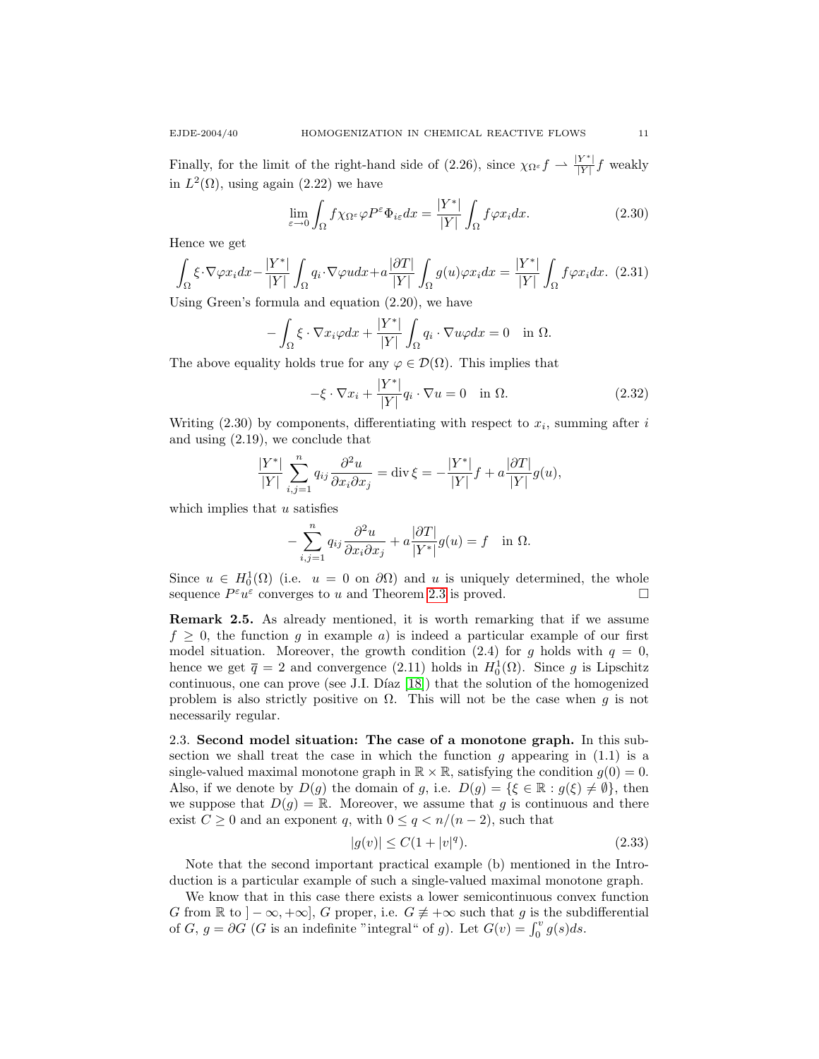Finally, for the limit of the right-hand side of (2.26), since $\chi_{\Omega^\varepsilon} f \rightharpoonup \frac{|Y^*|}{|Y|} f$ weakly in $L^2(\Omega)$, using again (2.22) we have

$$\lim_{\varepsilon \to 0} \int_\Omega f \chi_{\Omega^\varepsilon} \varphi P^\varepsilon \Phi_{i\varepsilon} dx = \frac{|Y^*|}{|Y|} \int_\Omega f \varphi x_i dx. \tag{2.30}$$

Hence we get

$$\int_\Omega \xi \cdot \nabla \varphi x_i dx - \frac{|Y^*|}{|Y|} \int_\Omega q_i \cdot \nabla \varphi u dx + a \frac{|\partial T|}{|Y|} \int_\Omega g(u) \varphi x_i dx = \frac{|Y^*|}{|Y|} \int_\Omega f \varphi x_i dx. \tag{2.31}$$

Using Green's formula and equation (2.20), we have

$$-\int_\Omega \xi \cdot \nabla x_i \varphi dx + \frac{|Y^*|}{|Y|} \int_\Omega q_i \cdot \nabla u \varphi dx = 0 \quad \text{in } \Omega.$$

The above equality holds true for any $\varphi \in \mathcal{D}(\Omega)$. This implies that

$$-\xi \cdot \nabla x_i + \frac{|Y^*|}{|Y|} q_i \cdot \nabla u = 0 \quad \text{in } \Omega. \tag{2.32}$$

Writing (2.30) by components, differentiating with respect to $x_i$, summing after $i$ and using (2.19), we conclude that

$$\frac{|Y^*|}{|Y|} \sum_{i,j=1}^n q_{ij} \frac{\partial^2 u}{\partial x_i \partial x_j} = \operatorname{div} \xi = -\frac{|Y^*|}{|Y|} f + a \frac{|\partial T|}{|Y|} g(u),$$

which implies that $u$ satisfies

$$-\sum_{i,j=1}^n q_{ij} \frac{\partial^2 u}{\partial x_i \partial x_j} + a \frac{|\partial T|}{|Y^*|} g(u) = f \quad \text{in } \Omega.$$

Since $u \in H_0^1(\Omega)$ (i.e. $u = 0$ on $\partial\Omega$) and $u$ is uniquely determined, the whole sequence $P^\varepsilon u^\varepsilon$ converges to $u$ and Theorem 2.3 is proved. $\square$

**Remark 2.5.** As already mentioned, it is worth remarking that if we assume $f \geq 0$, the function $g$ in example *a*) is indeed a particular example of our first model situation. Moreover, the growth condition (2.4) for $g$ holds with $q = 0$, hence we get $\overline{q} = 2$ and convergence (2.11) holds in $H_0^1(\Omega)$. Since $g$ is Lipschitz continuous, one can prove (see J.I. Díaz [18]) that the solution of the homogenized problem is also strictly positive on $\Omega$. This will not be the case when $g$ is not necessarily regular.

2.3. **Second model situation: The case of a monotone graph.** In this subsection we shall treat the case in which the function $g$ appearing in (1.1) is a single-valued maximal monotone graph in $\mathbb{R} \times \mathbb{R}$, satisfying the condition $g(0) = 0$. Also, if we denote by $D(g)$ the domain of $g$, i.e. $D(g) = \{\xi \in \mathbb{R} : g(\xi) \neq \emptyset\}$, then we suppose that $D(g) = \mathbb{R}$. Moreover, we assume that $g$ is continuous and there exist $C \geq 0$ and an exponent $q$, with $0 \leq q < n/(n-2)$, such that

$$|g(v)| \leq C(1 + |v|^q). \tag{2.33}$$

Note that the second important practical example (b) mentioned in the Introduction is a particular example of such a single-valued maximal monotone graph.

We know that in this case there exists a lower semicontinuous convex function $G$ from $\mathbb{R}$ to $]-\infty, +\infty]$, $G$ proper, i.e. $G \not\equiv +\infty$ such that $g$ is the subdifferential of $G$, $g = \partial G$ ($G$ is an indefinite "integral" of $g$). Let $G(v) = \int_0^v g(s) ds$.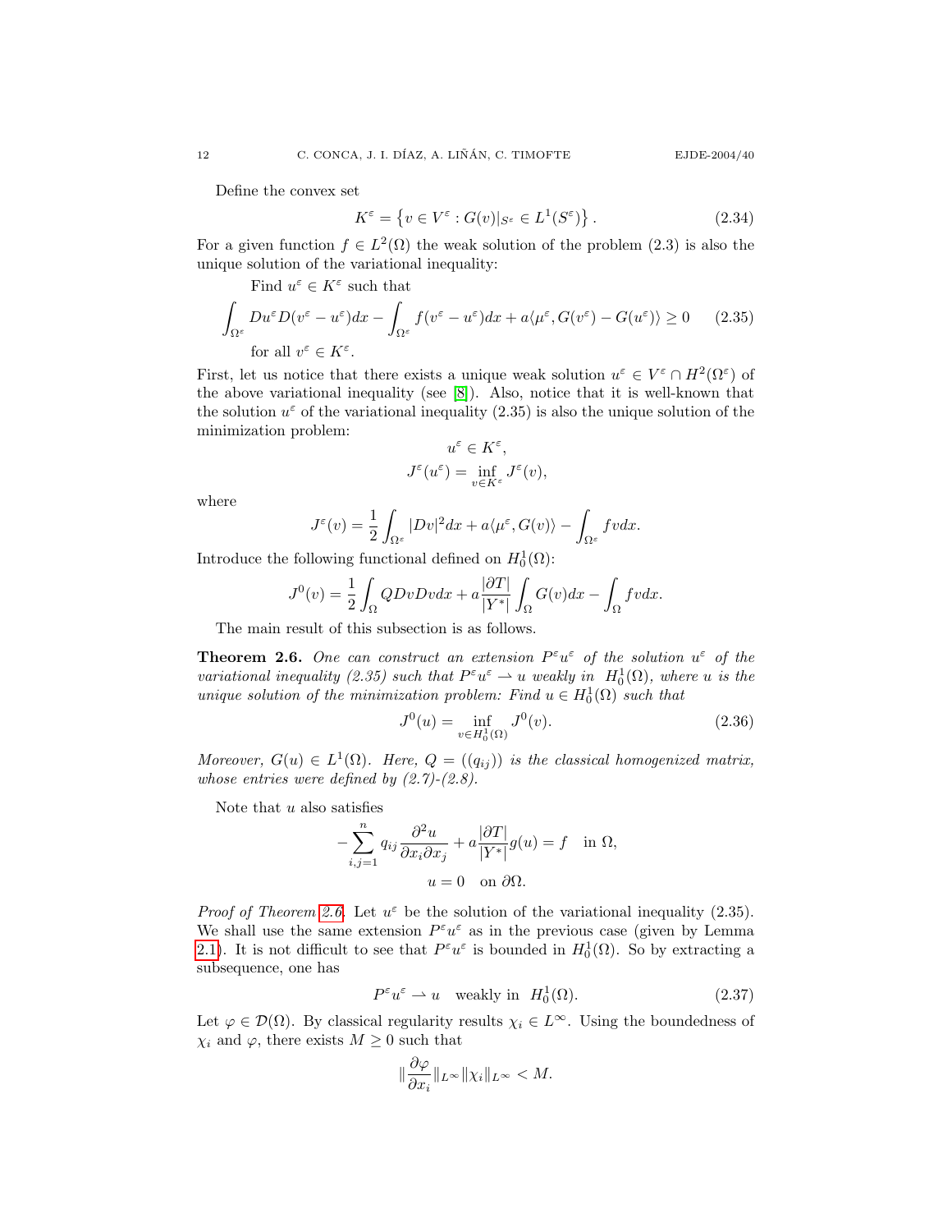Define the convex set

$$K^\varepsilon = \left\{ v \in V^\varepsilon : G(v)|_{S^\varepsilon} \in L^1(S^\varepsilon) \right\}. \tag{2.34}$$

For a given function $f \in L^2(\Omega)$ the weak solution of the problem (2.3) is also the unique solution of the variational inequality:

Find $u^\varepsilon \in K^\varepsilon$ such that

$$\int_{\Omega^\varepsilon} Du^\varepsilon D(v^\varepsilon - u^\varepsilon)dx - \int_{\Omega^\varepsilon} f(v^\varepsilon - u^\varepsilon)dx + a\langle \mu^\varepsilon, G(v^\varepsilon) - G(u^\varepsilon)\rangle \geq 0 \tag{2.35}$$

for all $v^\varepsilon \in K^\varepsilon$.

First, let us notice that there exists a unique weak solution $u^\varepsilon \in V^\varepsilon \cap H^2(\Omega^\varepsilon)$ of the above variational inequality (see [8]). Also, notice that it is well-known that the solution $u^\varepsilon$ of the variational inequality (2.35) is also the unique solution of the minimization problem:

$$u^\varepsilon \in K^\varepsilon,$$
$$J^\varepsilon(u^\varepsilon) = \inf_{v \in K^\varepsilon} J^\varepsilon(v),$$

where

$$J^\varepsilon(v) = \frac{1}{2}\int_{\Omega^\varepsilon} |Dv|^2 dx + a\langle \mu^\varepsilon, G(v)\rangle - \int_{\Omega^\varepsilon} fv dx.$$

Introduce the following functional defined on $H_0^1(\Omega)$:

$$J^0(v) = \frac{1}{2}\int_\Omega QDvDv dx + a\frac{|\partial T|}{|Y^*|}\int_\Omega G(v)dx - \int_\Omega fv dx.$$

The main result of this subsection is as follows.

**Theorem 2.6.** *One can construct an extension $P^\varepsilon u^\varepsilon$ of the solution $u^\varepsilon$ of the variational inequality (2.35) such that $P^\varepsilon u^\varepsilon \rightharpoonup u$ weakly in $H_0^1(\Omega)$, where $u$ is the unique solution of the minimization problem: Find $u \in H_0^1(\Omega)$ such that*

$$J^0(u) = \inf_{v \in H_0^1(\Omega)} J^0(v). \tag{2.36}$$

*Moreover, $G(u) \in L^1(\Omega)$. Here, $Q = ((q_{ij}))$ is the classical homogenized matrix, whose entries were defined by (2.7)-(2.8).*

Note that $u$ also satisfies

$$-\sum_{i,j=1}^n q_{ij}\frac{\partial^2 u}{\partial x_i \partial x_j} + a\frac{|\partial T|}{|Y^*|}g(u) = f \quad \text{in } \Omega,$$
$$u = 0 \quad \text{on } \partial\Omega.$$

*Proof of Theorem 2.6.* Let $u^\varepsilon$ be the solution of the variational inequality (2.35). We shall use the same extension $P^\varepsilon u^\varepsilon$ as in the previous case (given by Lemma 2.1). It is not difficult to see that $P^\varepsilon u^\varepsilon$ is bounded in $H_0^1(\Omega)$. So by extracting a subsequence, one has

$$P^\varepsilon u^\varepsilon \rightharpoonup u \quad \text{weakly in } H_0^1(\Omega). \tag{2.37}$$

Let $\varphi \in \mathcal{D}(\Omega)$. By classical regularity results $\chi_i \in L^\infty$. Using the boundedness of $\chi_i$ and $\varphi$, there exists $M \geq 0$ such that

$$\|\frac{\partial \varphi}{\partial x_i}\|_{L^\infty}\|\chi_i\|_{L^\infty} < M.$$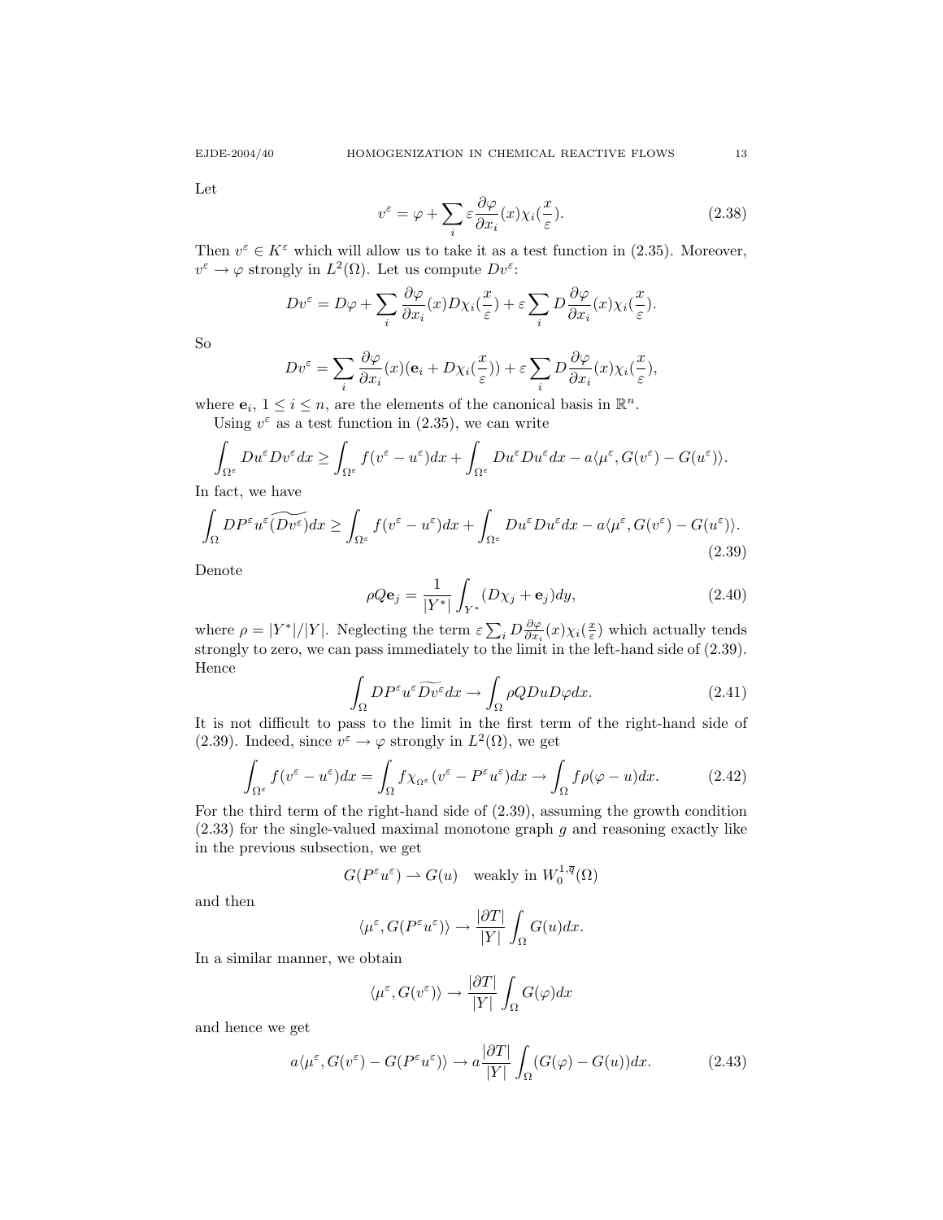Let

$$v^\varepsilon = \varphi + \sum_i \varepsilon \frac{\partial \varphi}{\partial x_i}(x)\chi_i(\frac{x}{\varepsilon}). \tag{2.38}$$

Then $v^\varepsilon \in K^\varepsilon$ which will allow us to take it as a test function in (2.35). Moreover, $v^\varepsilon \to \varphi$ strongly in $L^2(\Omega)$. Let us compute $Dv^\varepsilon$:

$$Dv^\varepsilon = D\varphi + \sum_i \frac{\partial \varphi}{\partial x_i}(x) D\chi_i(\frac{x}{\varepsilon}) + \varepsilon \sum_i D\frac{\partial \varphi}{\partial x_i}(x)\chi_i(\frac{x}{\varepsilon}).$$

So

$$Dv^\varepsilon = \sum_i \frac{\partial \varphi}{\partial x_i}(x)(\mathbf{e}_i + D\chi_i(\frac{x}{\varepsilon})) + \varepsilon \sum_i D\frac{\partial \varphi}{\partial x_i}(x)\chi_i(\frac{x}{\varepsilon}),$$

where $\mathbf{e}_i$, $1 \le i \le n$, are the elements of the canonical basis in $\mathbb{R}^n$.

Using $v^\varepsilon$ as a test function in (2.35), we can write

$$\int_{\Omega^\varepsilon} Du^\varepsilon Dv^\varepsilon dx \ge \int_{\Omega^\varepsilon} f(v^\varepsilon - u^\varepsilon)dx + \int_{\Omega^\varepsilon} Du^\varepsilon Du^\varepsilon dx - a\langle \mu^\varepsilon, G(v^\varepsilon) - G(u^\varepsilon)\rangle.$$

In fact, we have

$$\int_\Omega DP^\varepsilon u^\varepsilon \widetilde{(Dv^\varepsilon)} dx \ge \int_{\Omega^\varepsilon} f(v^\varepsilon - u^\varepsilon)dx + \int_{\Omega^\varepsilon} Du^\varepsilon Du^\varepsilon dx - a\langle \mu^\varepsilon, G(v^\varepsilon) - G(u^\varepsilon)\rangle. \tag{2.39}$$

Denote

$$\rho Q \mathbf{e}_j = \frac{1}{|Y^*|}\int_{Y^*}(D\chi_j + \mathbf{e}_j)dy, \tag{2.40}$$

where $\rho = |Y^*|/|Y|$. Neglecting the term $\varepsilon \sum_i D\frac{\partial \varphi}{\partial x_i}(x)\chi_i(\frac{x}{\varepsilon})$ which actually tends strongly to zero, we can pass immediately to the limit in the left-hand side of (2.39). Hence

$$\int_\Omega DP^\varepsilon u^\varepsilon \widetilde{Dv^\varepsilon} dx \to \int_\Omega \rho Q Du D\varphi dx. \tag{2.41}$$

It is not difficult to pass to the limit in the first term of the right-hand side of (2.39). Indeed, since $v^\varepsilon \to \varphi$ strongly in $L^2(\Omega)$, we get

$$\int_{\Omega^\varepsilon} f(v^\varepsilon - u^\varepsilon)dx = \int_\Omega f\chi_{\Omega^\varepsilon}(v^\varepsilon - P^\varepsilon u^\varepsilon)dx \to \int_\Omega f\rho(\varphi - u)dx. \tag{2.42}$$

For the third term of the right-hand side of (2.39), assuming the growth condition (2.33) for the single-valued maximal monotone graph $g$ and reasoning exactly like in the previous subsection, we get

$$G(P^\varepsilon u^\varepsilon) \rightharpoonup G(u) \quad \text{weakly in } W_0^{1,\overline{q}}(\Omega)$$

and then

$$\langle \mu^\varepsilon, G(P^\varepsilon u^\varepsilon)\rangle \to \frac{|\partial T|}{|Y|}\int_\Omega G(u)dx.$$

In a similar manner, we obtain

$$\langle \mu^\varepsilon, G(v^\varepsilon)\rangle \to \frac{|\partial T|}{|Y|}\int_\Omega G(\varphi)dx$$

and hence we get

$$a\langle \mu^\varepsilon, G(v^\varepsilon) - G(P^\varepsilon u^\varepsilon)\rangle \to a\frac{|\partial T|}{|Y|}\int_\Omega (G(\varphi) - G(u))dx. \tag{2.43}$$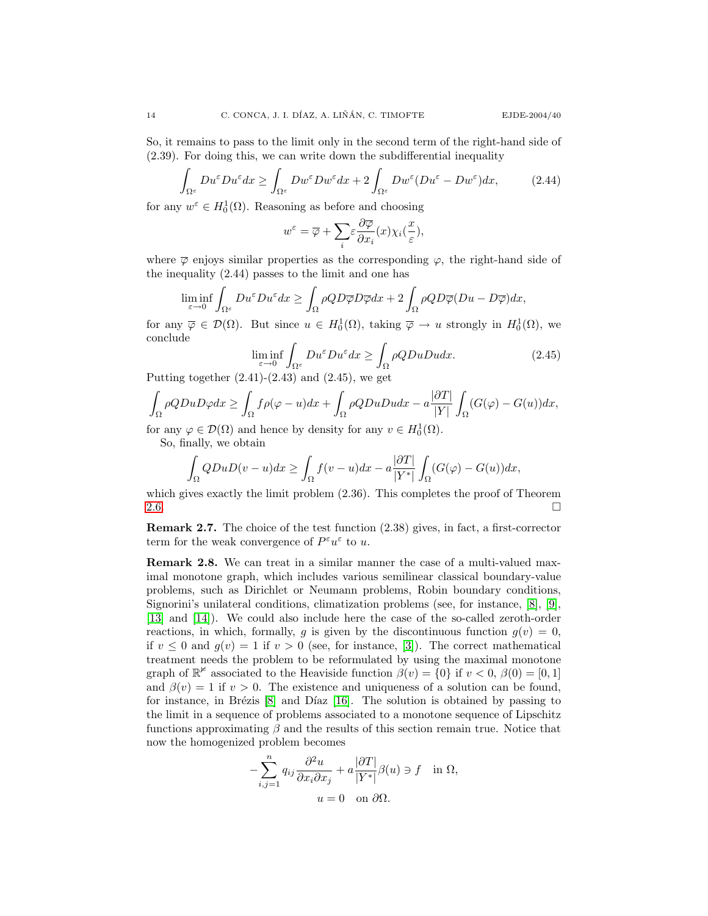So, it remains to pass to the limit only in the second term of the right-hand side of (2.39). For doing this, we can write down the subdifferential inequality

$$\int_{\Omega^\varepsilon} Du^\varepsilon Du^\varepsilon dx \geq \int_{\Omega^\varepsilon} Dw^\varepsilon Dw^\varepsilon dx + 2\int_{\Omega^\varepsilon} Dw^\varepsilon (Du^\varepsilon - Dw^\varepsilon) dx, \tag{2.44}$$

for any $w^\varepsilon \in H_0^1(\Omega)$. Reasoning as before and choosing

$$w^\varepsilon = \overline{\varphi} + \sum_i \varepsilon \frac{\partial \overline{\varphi}}{\partial x_i}(x) \chi_i(\frac{x}{\varepsilon}),$$

where $\overline{\varphi}$ enjoys similar properties as the corresponding $\varphi$, the right-hand side of the inequality (2.44) passes to the limit and one has

$$\liminf_{\varepsilon \to 0} \int_{\Omega^\varepsilon} Du^\varepsilon Du^\varepsilon dx \geq \int_\Omega \rho Q D\overline{\varphi} D\overline{\varphi} dx + 2\int_\Omega \rho Q D\overline{\varphi}(Du - D\overline{\varphi}) dx,$$

for any $\overline{\varphi} \in \mathcal{D}(\Omega)$. But since $u \in H_0^1(\Omega)$, taking $\overline{\varphi} \to u$ strongly in $H_0^1(\Omega)$, we conclude

$$\liminf_{\varepsilon \to 0} \int_{\Omega^\varepsilon} Du^\varepsilon Du^\varepsilon dx \geq \int_\Omega \rho Q Du Du dx. \tag{2.45}$$

Putting together (2.41)-(2.43) and (2.45), we get

$$\int_\Omega \rho Q Du D\varphi dx \geq \int_\Omega f\rho(\varphi - u) dx + \int_\Omega \rho Q Du Du dx - a\frac{|\partial T|}{|Y|}\int_\Omega (G(\varphi) - G(u)) dx,$$

for any $\varphi \in \mathcal{D}(\Omega)$ and hence by density for any $v \in H_0^1(\Omega)$.

So, finally, we obtain

$$\int_\Omega Q Du D(v - u) dx \geq \int_\Omega f(v - u) dx - a\frac{|\partial T|}{|Y^*|}\int_\Omega (G(\varphi) - G(u)) dx,$$

which gives exactly the limit problem (2.36). This completes the proof of Theorem 2.6. □

**Remark 2.7.** The choice of the test function (2.38) gives, in fact, a first-corrector term for the weak convergence of $P^\varepsilon u^\varepsilon$ to $u$.

**Remark 2.8.** We can treat in a similar manner the case of a multi-valued maximal monotone graph, which includes various semilinear classical boundary-value problems, such as Dirichlet or Neumann problems, Robin boundary conditions, Signorini's unilateral conditions, climatization problems (see, for instance, [8], [9], [13] and [14]). We could also include here the case of the so-called zeroth-order reactions, in which, formally, $g$ is given by the discontinuous function $g(v) = 0$, if $v \leq 0$ and $g(v) = 1$ if $v > 0$ (see, for instance, [3]). The correct mathematical treatment needs the problem to be reformulated by using the maximal monotone graph of $\mathbb{R}^{\not{2}}$ associated to the Heaviside function $\beta(v) = \{0\}$ if $v < 0$, $\beta(0) = [0, 1]$ and $\beta(v) = 1$ if $v > 0$. The existence and uniqueness of a solution can be found, for instance, in Brézis [8] and Díaz [16]. The solution is obtained by passing to the limit in a sequence of problems associated to a monotone sequence of Lipschitz functions approximating $\beta$ and the results of this section remain true. Notice that now the homogenized problem becomes

$$-\sum_{i,j=1}^n q_{ij}\frac{\partial^2 u}{\partial x_i \partial x_j} + a\frac{|\partial T|}{|Y^*|}\beta(u) \ni f \quad \text{in } \Omega,$$
$$u = 0 \quad \text{on } \partial\Omega.$$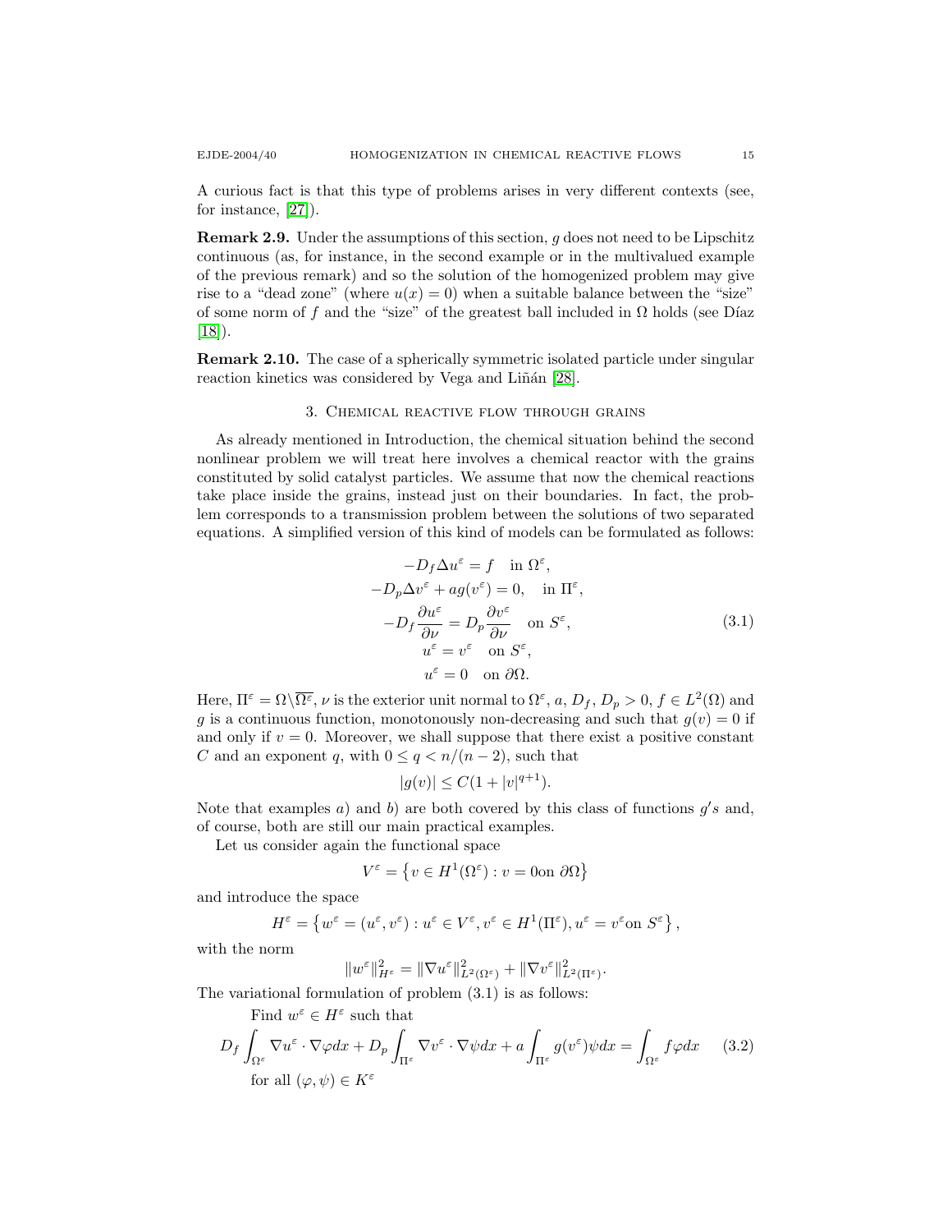A curious fact is that this type of problems arises in very different contexts (see, for instance, [27]).

**Remark 2.9.** Under the assumptions of this section, $g$ does not need to be Lipschitz continuous (as, for instance, in the second example or in the multivalued example of the previous remark) and so the solution of the homogenized problem may give rise to a "dead zone" (where $u(x) = 0$) when a suitable balance between the "size" of some norm of $f$ and the "size" of the greatest ball included in $\Omega$ holds (see Díaz [18]).

**Remark 2.10.** The case of a spherically symmetric isolated particle under singular reaction kinetics was considered by Vega and Liñán [28].

## 3. Chemical reactive flow through grains

As already mentioned in Introduction, the chemical situation behind the second nonlinear problem we will treat here involves a chemical reactor with the grains constituted by solid catalyst particles. We assume that now the chemical reactions take place inside the grains, instead just on their boundaries. In fact, the problem corresponds to a transmission problem between the solutions of two separated equations. A simplified version of this kind of models can be formulated as follows:

$$
\begin{gathered}
-D_f \Delta u^\varepsilon = f \quad \text{in } \Omega^\varepsilon, \\
-D_p \Delta v^\varepsilon + a g(v^\varepsilon) = 0, \quad \text{in } \Pi^\varepsilon, \\
-D_f \frac{\partial u^\varepsilon}{\partial \nu} = D_p \frac{\partial v^\varepsilon}{\partial \nu} \quad \text{on } S^\varepsilon, \\
u^\varepsilon = v^\varepsilon \quad \text{on } S^\varepsilon, \\
u^\varepsilon = 0 \quad \text{on } \partial\Omega.
\end{gathered}
\tag{3.1}
$$

Here, $\Pi^\varepsilon = \Omega \backslash \overline{\Omega^\varepsilon}$, $\nu$ is the exterior unit normal to $\Omega^\varepsilon$, $a$, $D_f$, $D_p > 0$, $f \in L^2(\Omega)$ and $g$ is a continuous function, monotonously non-decreasing and such that $g(v) = 0$ if and only if $v = 0$. Moreover, we shall suppose that there exist a positive constant $C$ and an exponent $q$, with $0 \le q < n/(n-2)$, such that

$$
|g(v)| \le C(1 + |v|^{q+1}).
$$

Note that examples $a)$ and $b)$ are both covered by this class of functions $g's$ and, of course, both are still our main practical examples.

Let us consider again the functional space

$$
V^\varepsilon = \left\{ v \in H^1(\Omega^\varepsilon) : v = 0 \text{on } \partial\Omega \right\}
$$

and introduce the space

$$
H^\varepsilon = \left\{ w^\varepsilon = (u^\varepsilon, v^\varepsilon) : u^\varepsilon \in V^\varepsilon, v^\varepsilon \in H^1(\Pi^\varepsilon), u^\varepsilon = v^\varepsilon \text{on } S^\varepsilon \right\},
$$

with the norm

$$
\|w^\varepsilon\|^2_{H^\varepsilon} = \|\nabla u^\varepsilon\|^2_{L^2(\Omega^\varepsilon)} + \|\nabla v^\varepsilon\|^2_{L^2(\Pi^\varepsilon)}.
$$

The variational formulation of problem (3.1) is as follows:

Find $w^\varepsilon \in H^\varepsilon$ such that

$$
D_f \int_{\Omega^\varepsilon} \nabla u^\varepsilon \cdot \nabla \varphi dx + D_p \int_{\Pi^\varepsilon} \nabla v^\varepsilon \cdot \nabla \psi dx + a \int_{\Pi^\varepsilon} g(v^\varepsilon) \psi dx = \int_{\Omega^\varepsilon} f \varphi dx \tag{3.2}
$$

for all $(\varphi, \psi) \in K^\varepsilon$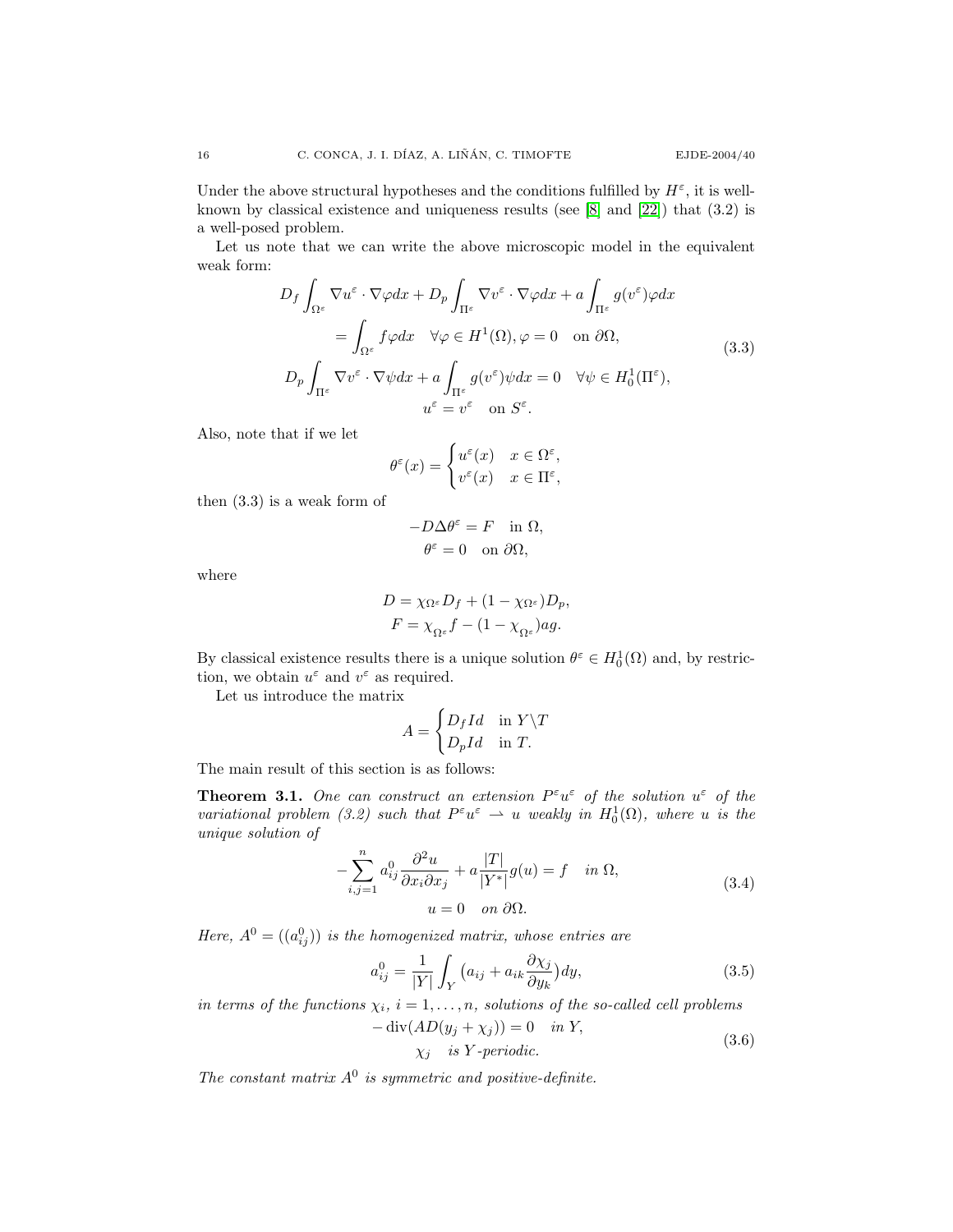Under the above structural hypotheses and the conditions fulfilled by $H^\varepsilon$, it is well-known by classical existence and uniqueness results (see [8] and [22]) that (3.2) is a well-posed problem.

Let us note that we can write the above microscopic model in the equivalent weak form:

$$
\begin{gathered}
D_f \int_{\Omega^\varepsilon} \nabla u^\varepsilon \cdot \nabla \varphi dx + D_p \int_{\Pi^\varepsilon} \nabla v^\varepsilon \cdot \nabla \varphi dx + a \int_{\Pi^\varepsilon} g(v^\varepsilon) \varphi dx \\
= \int_{\Omega^\varepsilon} f \varphi dx \quad \forall \varphi \in H^1(\Omega), \varphi = 0 \quad \text{on } \partial\Omega, \\
D_p \int_{\Pi^\varepsilon} \nabla v^\varepsilon \cdot \nabla \psi dx + a \int_{\Pi^\varepsilon} g(v^\varepsilon) \psi dx = 0 \quad \forall \psi \in H_0^1(\Pi^\varepsilon), \\
u^\varepsilon = v^\varepsilon \quad \text{on } S^\varepsilon.
\end{gathered}
\tag{3.3}
$$

Also, note that if we let

$$
\theta^\varepsilon(x) = \begin{cases} u^\varepsilon(x) & x \in \Omega^\varepsilon, \\ v^\varepsilon(x) & x \in \Pi^\varepsilon, \end{cases}
$$

then (3.3) is a weak form of

$$
\begin{gathered}
-D \Delta \theta^\varepsilon = F \quad \text{in } \Omega, \\
\theta^\varepsilon = 0 \quad \text{on } \partial\Omega,
\end{gathered}
$$

where

$$
\begin{gathered}
D = \chi_{\Omega^\varepsilon} D_f + (1 - \chi_{\Omega^\varepsilon}) D_p, \\
F = \chi_{\Omega^\varepsilon} f - (1 - \chi_{\Omega^\varepsilon}) a g.
\end{gathered}
$$

By classical existence results there is a unique solution $\theta^\varepsilon \in H_0^1(\Omega)$ and, by restriction, we obtain $u^\varepsilon$ and $v^\varepsilon$ as required.

Let us introduce the matrix

$$
A = \begin{cases} D_f Id & \text{in } Y \backslash T \\ D_p Id & \text{in } T. \end{cases}
$$

The main result of this section is as follows:

**Theorem 3.1.** *One can construct an extension $P^\varepsilon u^\varepsilon$ of the solution $u^\varepsilon$ of the variational problem (3.2) such that $P^\varepsilon u^\varepsilon \rightharpoonup u$ weakly in $H_0^1(\Omega)$, where $u$ is the unique solution of*

$$
\begin{gathered}
-\sum_{i,j=1}^{n} a_{ij}^0 \frac{\partial^2 u}{\partial x_i \partial x_j} + a \frac{|T|}{|Y^*|} g(u) = f \quad \text{in } \Omega, \\
u = 0 \quad \text{on } \partial\Omega.
\end{gathered}
\tag{3.4}
$$

*Here, $A^0 = ((a_{ij}^0))$ is the homogenized matrix, whose entries are*

$$
a_{ij}^0 = \frac{1}{|Y|} \int_Y \big( a_{ij} + a_{ik} \frac{\partial \chi_j}{\partial y_k} \big) dy, \tag{3.5}
$$

*in terms of the functions $\chi_i$, $i = 1, \dots, n$, solutions of the so-called cell problems*

$$
\begin{gathered}
-\operatorname{div}(AD(y_j + \chi_j)) = 0 \quad \text{in } Y, \\
\chi_j \quad \text{is } Y\text{-periodic}.
\end{gathered}
\tag{3.6}
$$

*The constant matrix $A^0$ is symmetric and positive-definite.*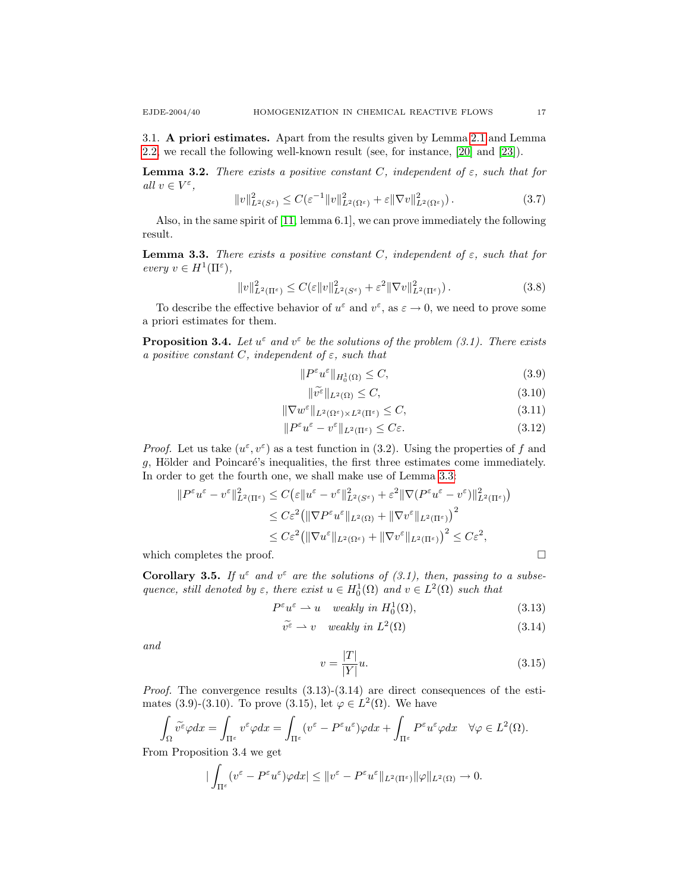3.1. **A priori estimates.** Apart from the results given by Lemma 2.1 and Lemma 2.2, we recall the following well-known result (see, for instance, [20] and [23]).

**Lemma 3.2.** *There exists a positive constant $C$, independent of $\varepsilon$, such that for all $v \in V^\varepsilon$,*

$$\|v\|^2_{L^2(S^\varepsilon)} \le C(\varepsilon^{-1}\|v\|^2_{L^2(\Omega^\varepsilon)} + \varepsilon\|\nabla v\|^2_{L^2(\Omega^\varepsilon)}) . \tag{3.7}$$

Also, in the same spirit of [11, lemma 6.1], we can prove immediately the following result.

**Lemma 3.3.** *There exists a positive constant $C$, independent of $\varepsilon$, such that for every $v \in H^1(\Pi^\varepsilon)$,*

$$\|v\|^2_{L^2(\Pi^\varepsilon)} \le C(\varepsilon\|v\|^2_{L^2(S^\varepsilon)} + \varepsilon^2\|\nabla v\|^2_{L^2(\Pi^\varepsilon)}) . \tag{3.8}$$

To describe the effective behavior of $u^\varepsilon$ and $v^\varepsilon$, as $\varepsilon \to 0$, we need to prove some a priori estimates for them.

**Proposition 3.4.** *Let $u^\varepsilon$ and $v^\varepsilon$ be the solutions of the problem (3.1). There exists a positive constant $C$, independent of $\varepsilon$, such that*

$$\|P^\varepsilon u^\varepsilon\|_{H^1_0(\Omega)} \le C, \tag{3.9}$$

$$\|\widetilde{v^\varepsilon}\|_{L^2(\Omega)} \le C, \tag{3.10}$$

$$\|\nabla w^\varepsilon\|_{L^2(\Omega^\varepsilon)\times L^2(\Pi^\varepsilon)} \le C, \tag{3.11}$$

$$\|P^\varepsilon u^\varepsilon - v^\varepsilon\|_{L^2(\Pi^\varepsilon)} \le C\varepsilon. \tag{3.12}$$

*Proof.* Let us take $(u^\varepsilon, v^\varepsilon)$ as a test function in (3.2). Using the properties of $f$ and $g$, Hölder and Poincaré's inequalities, the first three estimates come immediately. In order to get the fourth one, we shall make use of Lemma 3.3:

$$\begin{aligned}
\|P^\varepsilon u^\varepsilon - v^\varepsilon\|^2_{L^2(\Pi^\varepsilon)} &\le C\big(\varepsilon\|u^\varepsilon - v^\varepsilon\|^2_{L^2(S^\varepsilon)} + \varepsilon^2\|\nabla(P^\varepsilon u^\varepsilon - v^\varepsilon)\|^2_{L^2(\Pi^\varepsilon)}\big) \\
&\le C\varepsilon^2\big(\|\nabla P^\varepsilon u^\varepsilon\|_{L^2(\Omega)} + \|\nabla v^\varepsilon\|_{L^2(\Pi^\varepsilon)}\big)^2 \\
&\le C\varepsilon^2\big(\|\nabla u^\varepsilon\|_{L^2(\Omega^\varepsilon)} + \|\nabla v^\varepsilon\|_{L^2(\Pi^\varepsilon)}\big)^2 \le C\varepsilon^2,
\end{aligned}$$

which completes the proof. $\square$

**Corollary 3.5.** *If $u^\varepsilon$ and $v^\varepsilon$ are the solutions of (3.1), then, passing to a subsequence, still denoted by $\varepsilon$, there exist $u \in H^1_0(\Omega)$ and $v \in L^2(\Omega)$ such that*

$$P^\varepsilon u^\varepsilon \rightharpoonup u \quad \text{weakly in } H^1_0(\Omega), \tag{3.13}$$

$$\widetilde{v^\varepsilon} \rightharpoonup v \quad \text{weakly in } L^2(\Omega) \tag{3.14}$$

*and*

$$v = \frac{|T|}{|Y|}u. \tag{3.15}$$

*Proof.* The convergence results (3.13)-(3.14) are direct consequences of the estimates (3.9)-(3.10). To prove (3.15), let $\varphi \in L^2(\Omega)$. We have

$$\int_\Omega \widetilde{v^\varepsilon}\varphi dx = \int_{\Pi^\varepsilon} v^\varepsilon\varphi dx = \int_{\Pi^\varepsilon}(v^\varepsilon - P^\varepsilon u^\varepsilon)\varphi dx + \int_{\Pi^\varepsilon} P^\varepsilon u^\varepsilon\varphi dx \quad \forall\varphi \in L^2(\Omega).$$

From Proposition 3.4 we get

$$|\int_{\Pi^\varepsilon}(v^\varepsilon - P^\varepsilon u^\varepsilon)\varphi dx| \le \|v^\varepsilon - P^\varepsilon u^\varepsilon\|_{L^2(\Pi^\varepsilon)}\|\varphi\|_{L^2(\Omega)} \to 0.$$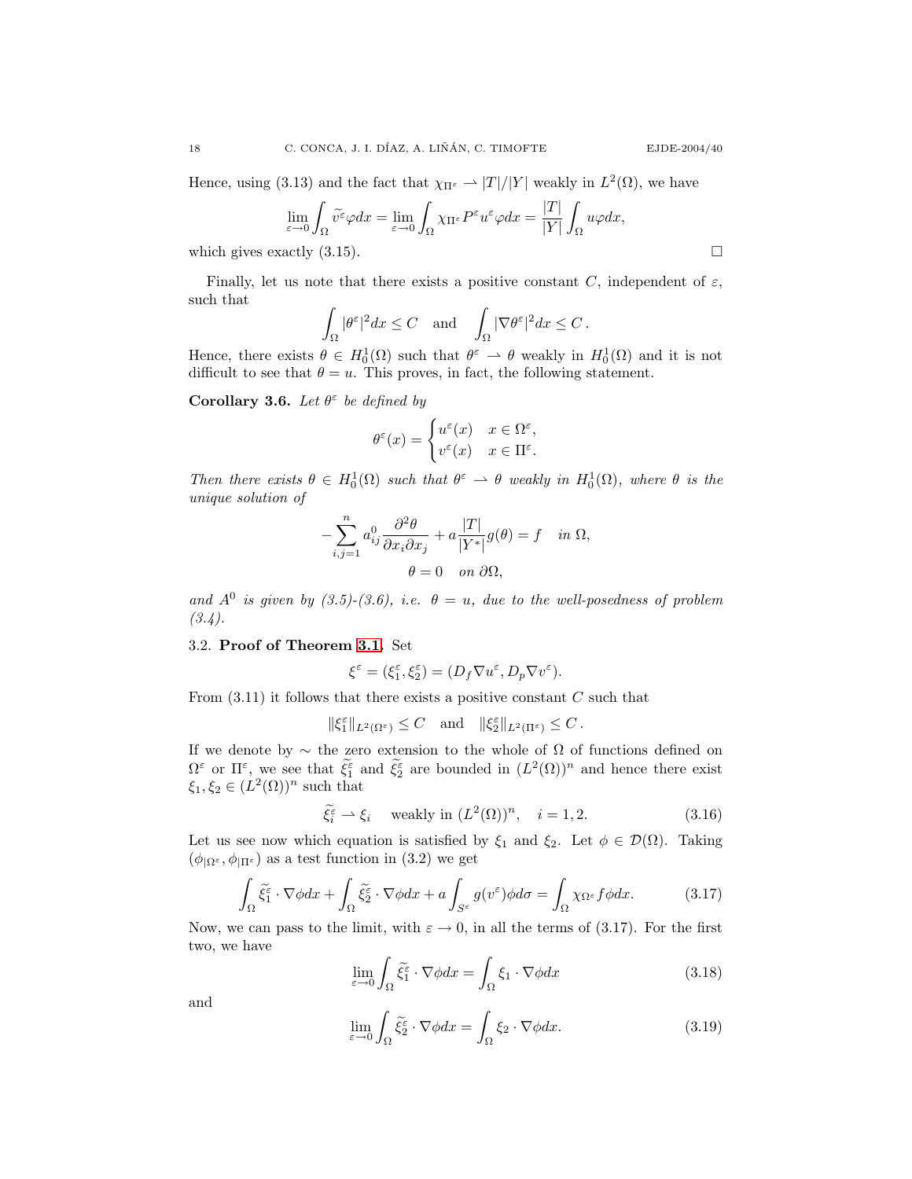Hence, using (3.13) and the fact that $\chi_{\Pi^\varepsilon} \rightharpoonup |T|/|Y|$ weakly in $L^2(\Omega)$, we have

$$\lim_{\varepsilon\to 0}\int_\Omega \widetilde{v^\varepsilon}\varphi dx = \lim_{\varepsilon\to 0}\int_\Omega \chi_{\Pi^\varepsilon} P^\varepsilon u^\varepsilon \varphi dx = \frac{|T|}{|Y|}\int_\Omega u\varphi dx,$$

which gives exactly (3.15). □

Finally, let us note that there exists a positive constant $C$, independent of $\varepsilon$, such that

$$\int_\Omega |\theta^\varepsilon|^2 dx \le C \quad \text{and} \quad \int_\Omega |\nabla\theta^\varepsilon|^2 dx \le C\,.$$

Hence, there exists $\theta \in H_0^1(\Omega)$ such that $\theta^\varepsilon \rightharpoonup \theta$ weakly in $H_0^1(\Omega)$ and it is not difficult to see that $\theta = u$. This proves, in fact, the following statement.

**Corollary 3.6.** *Let $\theta^\varepsilon$ be defined by*

$$\theta^\varepsilon(x) = \begin{cases} u^\varepsilon(x) & x \in \Omega^\varepsilon, \\ v^\varepsilon(x) & x \in \Pi^\varepsilon. \end{cases}$$

*Then there exists $\theta \in H_0^1(\Omega)$ such that $\theta^\varepsilon \rightharpoonup \theta$ weakly in $H_0^1(\Omega)$, where $\theta$ is the unique solution of*

$$-\sum_{i,j=1}^n a_{ij}^0 \frac{\partial^2\theta}{\partial x_i \partial x_j} + a\frac{|T|}{|Y^*|}g(\theta) = f \quad \text{in } \Omega,$$
$$\theta = 0 \quad \text{on } \partial\Omega,$$

*and $A^0$ is given by (3.5)-(3.6), i.e. $\theta = u$, due to the well-posedness of problem (3.4).*

3.2. **Proof of Theorem 3.1.** Set

$$\xi^\varepsilon = (\xi_1^\varepsilon, \xi_2^\varepsilon) = (D_f\nabla u^\varepsilon, D_p\nabla v^\varepsilon).$$

From (3.11) it follows that there exists a positive constant $C$ such that

$$\|\xi_1^\varepsilon\|_{L^2(\Omega^\varepsilon)} \le C \quad \text{and} \quad \|\xi_2^\varepsilon\|_{L^2(\Pi^\varepsilon)} \le C\,.$$

If we denote by $\sim$ the zero extension to the whole of $\Omega$ of functions defined on $\Omega^\varepsilon$ or $\Pi^\varepsilon$, we see that $\widetilde{\xi_1^\varepsilon}$ and $\widetilde{\xi_2^\varepsilon}$ are bounded in $(L^2(\Omega))^n$ and hence there exist $\xi_1, \xi_2 \in (L^2(\Omega))^n$ such that

$$\widetilde{\xi_i^\varepsilon} \rightharpoonup \xi_i \quad \text{weakly in } (L^2(\Omega))^n, \quad i = 1, 2. \tag{3.16}$$

Let us see now which equation is satisfied by $\xi_1$ and $\xi_2$. Let $\phi \in \mathcal{D}(\Omega)$. Taking $(\phi_{|\Omega^\varepsilon}, \phi_{|\Pi^\varepsilon})$ as a test function in (3.2) we get

$$\int_\Omega \widetilde{\xi_1^\varepsilon}\cdot\nabla\phi dx + \int_\Omega \widetilde{\xi_2^\varepsilon}\cdot\nabla\phi dx + a\int_{S^\varepsilon} g(v^\varepsilon)\phi d\sigma = \int_\Omega \chi_{\Omega^\varepsilon} f\phi dx. \tag{3.17}$$

Now, we can pass to the limit, with $\varepsilon \to 0$, in all the terms of (3.17). For the first two, we have

$$\lim_{\varepsilon\to 0}\int_\Omega \widetilde{\xi_1^\varepsilon}\cdot\nabla\phi dx = \int_\Omega \xi_1\cdot\nabla\phi dx \tag{3.18}$$

and

$$\lim_{\varepsilon\to 0}\int_\Omega \widetilde{\xi_2^\varepsilon}\cdot\nabla\phi dx = \int_\Omega \xi_2\cdot\nabla\phi dx. \tag{3.19}$$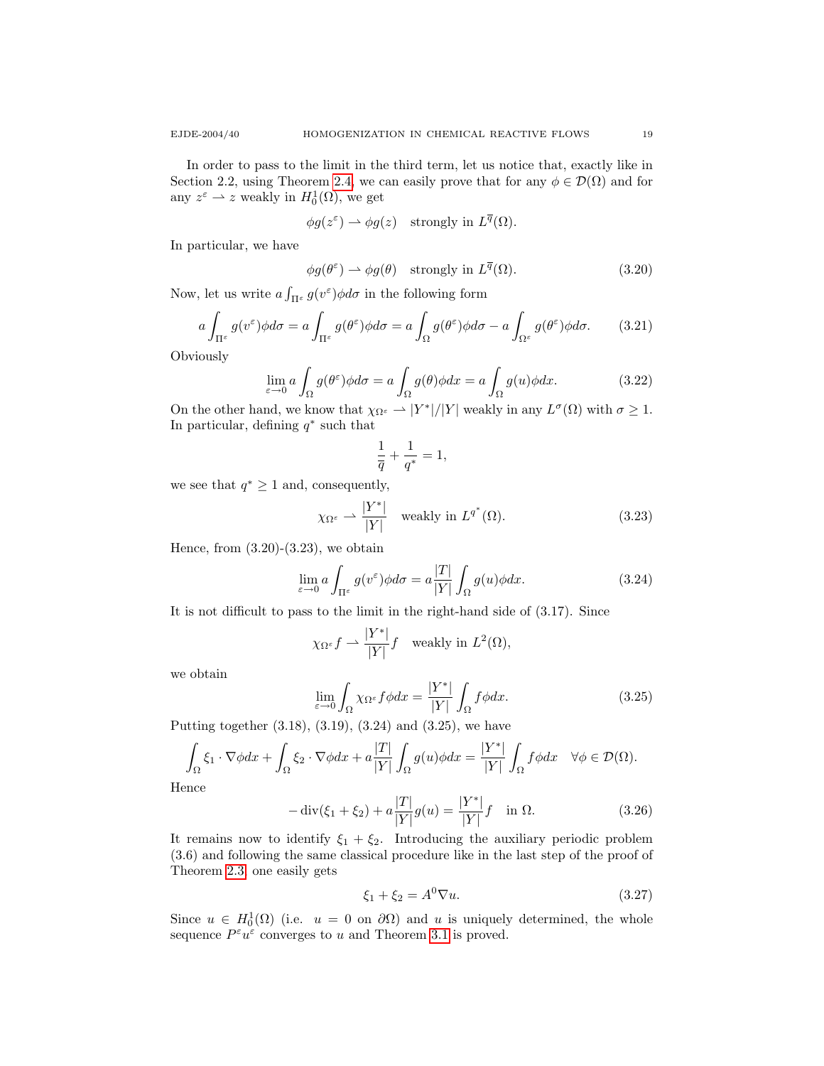In order to pass to the limit in the third term, let us notice that, exactly like in Section 2.2, using Theorem 2.4, we can easily prove that for any $\phi \in \mathcal{D}(\Omega)$ and for any $z^\varepsilon \rightharpoonup z$ weakly in $H_0^1(\Omega)$, we get

$$\phi g(z^\varepsilon) \rightharpoonup \phi g(z) \quad \text{strongly in } L^{\overline{q}}(\Omega).$$

In particular, we have

$$\phi g(\theta^\varepsilon) \rightharpoonup \phi g(\theta) \quad \text{strongly in } L^{\overline{q}}(\Omega). \tag{3.20}$$

Now, let us write $a\int_{\Pi^\varepsilon} g(v^\varepsilon)\phi d\sigma$ in the following form

$$a\int_{\Pi^\varepsilon} g(v^\varepsilon)\phi d\sigma = a\int_{\Pi^\varepsilon} g(\theta^\varepsilon)\phi d\sigma = a\int_{\Omega} g(\theta^\varepsilon)\phi d\sigma - a\int_{\Omega^\varepsilon} g(\theta^\varepsilon)\phi d\sigma. \tag{3.21}$$

Obviously

$$\lim_{\varepsilon\to 0} a\int_{\Omega} g(\theta^\varepsilon)\phi d\sigma = a\int_{\Omega} g(\theta)\phi dx = a\int_{\Omega} g(u)\phi dx. \tag{3.22}$$

On the other hand, we know that $\chi_{\Omega^\varepsilon} \rightharpoonup |Y^*|/|Y|$ weakly in any $L^\sigma(\Omega)$ with $\sigma \geq 1$. In particular, defining $q^*$ such that

$$\frac{1}{\overline{q}} + \frac{1}{q^*} = 1,$$

we see that $q^* \geq 1$ and, consequently,

$$\chi_{\Omega^\varepsilon} \rightharpoonup \frac{|Y^*|}{|Y|} \quad \text{weakly in } L^{q^*}(\Omega). \tag{3.23}$$

Hence, from (3.20)-(3.23), we obtain

$$\lim_{\varepsilon\to 0} a\int_{\Pi^\varepsilon} g(v^\varepsilon)\phi d\sigma = a\frac{|T|}{|Y|}\int_{\Omega} g(u)\phi dx. \tag{3.24}$$

It is not difficult to pass to the limit in the right-hand side of (3.17). Since

$$\chi_{\Omega^\varepsilon} f \rightharpoonup \frac{|Y^*|}{|Y|} f \quad \text{weakly in } L^2(\Omega),$$

we obtain

$$\lim_{\varepsilon\to 0} \int_{\Omega} \chi_{\Omega^\varepsilon} f\phi dx = \frac{|Y^*|}{|Y|}\int_{\Omega} f\phi dx. \tag{3.25}$$

Putting together (3.18), (3.19), (3.24) and (3.25), we have

$$\int_{\Omega} \xi_1 \cdot \nabla\phi dx + \int_{\Omega} \xi_2 \cdot \nabla\phi dx + a\frac{|T|}{|Y|}\int_{\Omega} g(u)\phi dx = \frac{|Y^*|}{|Y|}\int_{\Omega} f\phi dx \quad \forall \phi \in \mathcal{D}(\Omega).$$

Hence

$$-\operatorname{div}(\xi_1 + \xi_2) + a\frac{|T|}{|Y|} g(u) = \frac{|Y^*|}{|Y|} f \quad \text{in } \Omega. \tag{3.26}$$

It remains now to identify $\xi_1 + \xi_2$. Introducing the auxiliary periodic problem (3.6) and following the same classical procedure like in the last step of the proof of Theorem 2.3, one easily gets

$$\xi_1 + \xi_2 = A^0 \nabla u. \tag{3.27}$$

Since $u \in H_0^1(\Omega)$ (i.e. $u = 0$ on $\partial\Omega$) and $u$ is uniquely determined, the whole sequence $P^\varepsilon u^\varepsilon$ converges to $u$ and Theorem 3.1 is proved.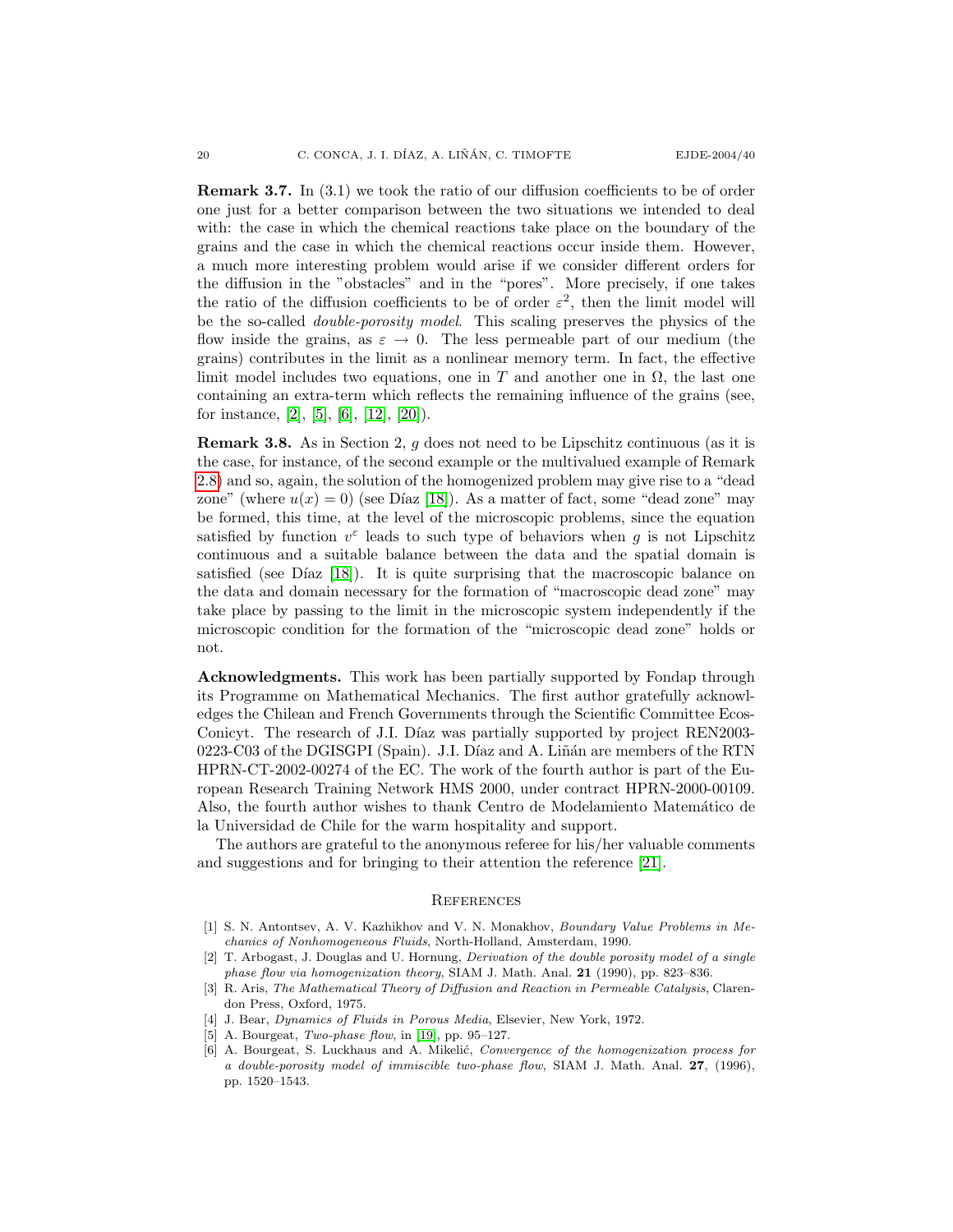**Remark 3.7.** In (3.1) we took the ratio of our diffusion coefficients to be of order one just for a better comparison between the two situations we intended to deal with: the case in which the chemical reactions take place on the boundary of the grains and the case in which the chemical reactions occur inside them. However, a much more interesting problem would arise if we consider different orders for the diffusion in the "obstacles" and in the "pores". More precisely, if one takes the ratio of the diffusion coefficients to be of order $\varepsilon^2$, then the limit model will be the so-called *double-porosity model*. This scaling preserves the physics of the flow inside the grains, as $\varepsilon \to 0$. The less permeable part of our medium (the grains) contributes in the limit as a nonlinear memory term. In fact, the effective limit model includes two equations, one in $T$ and another one in $\Omega$, the last one containing an extra-term which reflects the remaining influence of the grains (see, for instance, [2], [5], [6], [12], [20]).

**Remark 3.8.** As in Section 2, $g$ does not need to be Lipschitz continuous (as it is the case, for instance, of the second example or the multivalued example of Remark 2.8) and so, again, the solution of the homogenized problem may give rise to a "dead zone" (where $u(x) = 0$) (see Díaz [18]). As a matter of fact, some "dead zone" may be formed, this time, at the level of the microscopic problems, since the equation satisfied by function $v^\varepsilon$ leads to such type of behaviors when $g$ is not Lipschitz continuous and a suitable balance between the data and the spatial domain is satisfied (see Díaz [18]). It is quite surprising that the macroscopic balance on the data and domain necessary for the formation of "macroscopic dead zone" may take place by passing to the limit in the microscopic system independently if the microscopic condition for the formation of the "microscopic dead zone" holds or not.

**Acknowledgments.** This work has been partially supported by Fondap through its Programme on Mathematical Mechanics. The first author gratefully acknowledges the Chilean and French Governments through the Scientific Committee Ecos-Conicyt. The research of J.I. Díaz was partially supported by project REN2003-0223-C03 of the DGISGPI (Spain). J.I. Díaz and A. Liñán are members of the RTN HPRN-CT-2002-00274 of the EC. The work of the fourth author is part of the European Research Training Network HMS 2000, under contract HPRN-2000-00109. Also, the fourth author wishes to thank Centro de Modelamiento Matemático de la Universidad de Chile for the warm hospitality and support.

The authors are grateful to the anonymous referee for his/her valuable comments and suggestions and for bringing to their attention the reference [21].

## References

[1] S. N. Antontsev, A. V. Kazhikhov and V. N. Monakhov, *Boundary Value Problems in Mechanics of Nonhomogeneous Fluids*, North-Holland, Amsterdam, 1990.

[2] T. Arbogast, J. Douglas and U. Hornung, *Derivation of the double porosity model of a single phase flow via homogenization theory*, SIAM J. Math. Anal. **21** (1990), pp. 823–836.

[3] R. Aris, *The Mathematical Theory of Diffusion and Reaction in Permeable Catalysis*, Clarendon Press, Oxford, 1975.

[4] J. Bear, *Dynamics of Fluids in Porous Media*, Elsevier, New York, 1972.

[5] A. Bourgeat, *Two-phase flow*, in [19], pp. 95–127.

[6] A. Bourgeat, S. Luckhaus and A. Mikelić, *Convergence of the homogenization process for a double-porosity model of immiscible two-phase flow*, SIAM J. Math. Anal. **27**, (1996), pp. 1520–1543.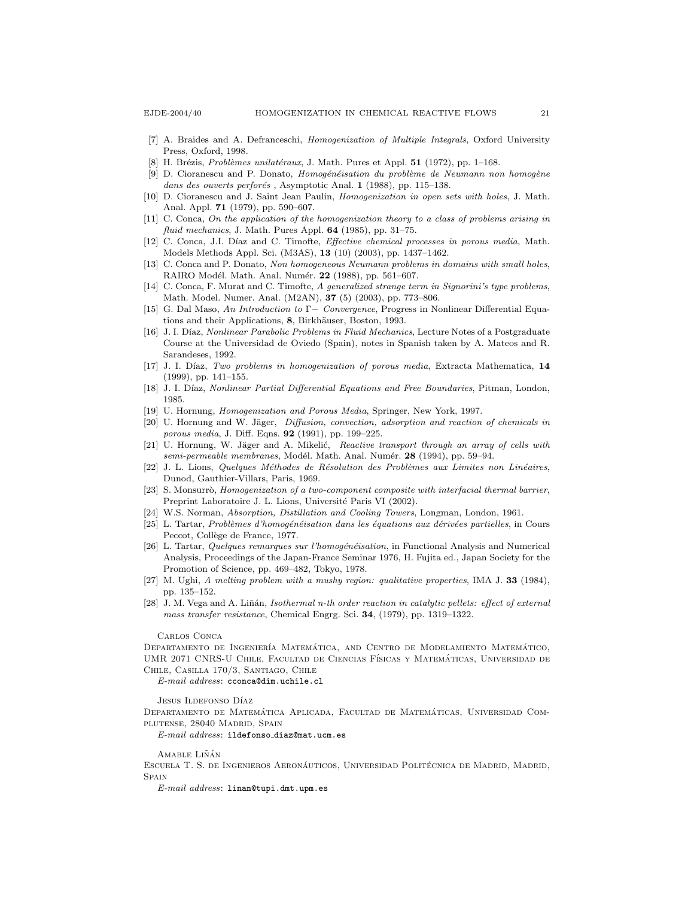[7] A. Braides and A. Defranceschi, *Homogenization of Multiple Integrals*, Oxford University Press, Oxford, 1998.

[8] H. Brézis, *Problèmes unilatéraux*, J. Math. Pures et Appl. **51** (1972), pp. 1–168.

[9] D. Cioranescu and P. Donato, *Homogénéisation du problème de Neumann non homogène dans des ouverts perforés* , Asymptotic Anal. **1** (1988), pp. 115–138.

[10] D. Cioranescu and J. Saint Jean Paulin, *Homogenization in open sets with holes*, J. Math. Anal. Appl. **71** (1979), pp. 590–607.

[11] C. Conca, *On the application of the homogenization theory to a class of problems arising in fluid mechanics*, J. Math. Pures Appl. **64** (1985), pp. 31–75.

[12] C. Conca, J.I. Díaz and C. Timofte, *Effective chemical processes in porous media*, Math. Models Methods Appl. Sci. (M3AS), **13** (10) (2003), pp. 1437–1462.

[13] C. Conca and P. Donato, *Non homogeneous Neumann problems in domains with small holes*, RAIRO Modél. Math. Anal. Numér. **22** (1988), pp. 561–607.

[14] C. Conca, F. Murat and C. Timofte, *A generalized strange term in Signorini's type problems*, Math. Model. Numer. Anal. (M2AN), **37** (5) (2003), pp. 773–806.

[15] G. Dal Maso, *An Introduction to* $\Gamma-$ *Convergence*, Progress in Nonlinear Differential Equations and their Applications, **8**, Birkhäuser, Boston, 1993.

[16] J. I. Díaz, *Nonlinear Parabolic Problems in Fluid Mechanics*, Lecture Notes of a Postgraduate Course at the Universidad de Oviedo (Spain), notes in Spanish taken by A. Mateos and R. Sarandeses, 1992.

[17] J. I. Díaz, *Two problems in homogenization of porous media*, Extracta Mathematica, **14** (1999), pp. 141–155.

[18] J. I. Díaz, *Nonlinear Partial Differential Equations and Free Boundaries*, Pitman, London, 1985.

[19] U. Hornung, *Homogenization and Porous Media*, Springer, New York, 1997.

[20] U. Hornung and W. Jäger, *Diffusion, convection, adsorption and reaction of chemicals in porous media*, J. Diff. Eqns. **92** (1991), pp. 199–225.

[21] U. Hornung, W. Jäger and A. Mikelić, *Reactive transport through an array of cells with semi-permeable membranes*, Modél. Math. Anal. Numér. **28** (1994), pp. 59–94.

[22] J. L. Lions, *Quelques Méthodes de Résolution des Problèmes aux Limites non Linéaires*, Dunod, Gauthier-Villars, Paris, 1969.

[23] S. Monsurrò, *Homogenization of a two-component composite with interfacial thermal barrier*, Preprint Laboratoire J. L. Lions, Université Paris VI (2002).

[24] W.S. Norman, *Absorption, Distillation and Cooling Towers*, Longman, London, 1961.

[25] L. Tartar, *Problèmes d'homogénéisation dans les équations aux dérivées partielles*, in Cours Peccot, Collège de France, 1977.

[26] L. Tartar, *Quelques remarques sur l'homogénéisation*, in Functional Analysis and Numerical Analysis, Proceedings of the Japan-France Seminar 1976, H. Fujita ed., Japan Society for the Promotion of Science, pp. 469–482, Tokyo, 1978.

[27] M. Ughi, *A melting problem with a mushy region: qualitative properties*, IMA J. **33** (1984), pp. 135–152.

[28] J. M. Vega and A. Liñán, *Isothermal n-th order reaction in catalytic pellets: effect of external mass transfer resistance*, Chemical Engrg. Sci. **34**, (1979), pp. 1319–1322.

Carlos Conca

Departamento de Ingeniería Matemática, and Centro de Modelamiento Matemático, UMR 2071 CNRS-U Chile, Facultad de Ciencias Físicas y Matemáticas, Universidad de Chile, Casilla 170/3, Santiago, Chile

*E-mail address*: `cconca@dim.uchile.cl`

Jesus Ildefonso Díaz

Departamento de Matemática Aplicada, Facultad de Matemáticas, Universidad Complutense, 28040 Madrid, Spain

*E-mail address*: `ildefonso_diaz@mat.ucm.es`

Amable Liñán

Escuela T. S. de Ingenieros Aeronáuticos, Universidad Politécnica de Madrid, Madrid, Spain

*E-mail address*: `linan@tupi.dmt.upm.es`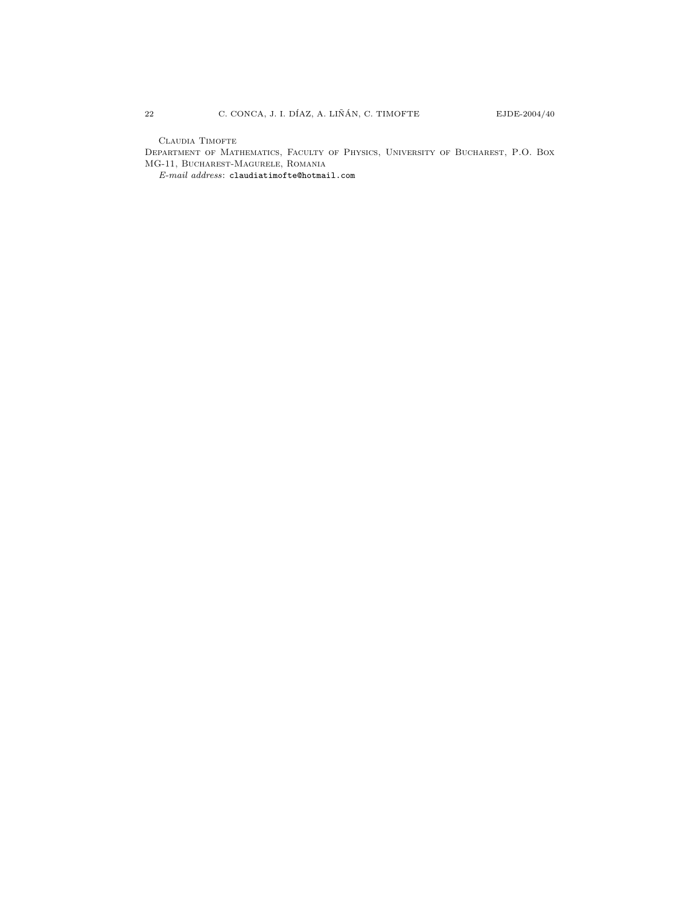Claudia Timofte

Department of Mathematics, Faculty of Physics, University of Bucharest, P.O. Box MG-11, Bucharest-Magurele, Romania

*E-mail address*: claudiatimofte@hotmail.com